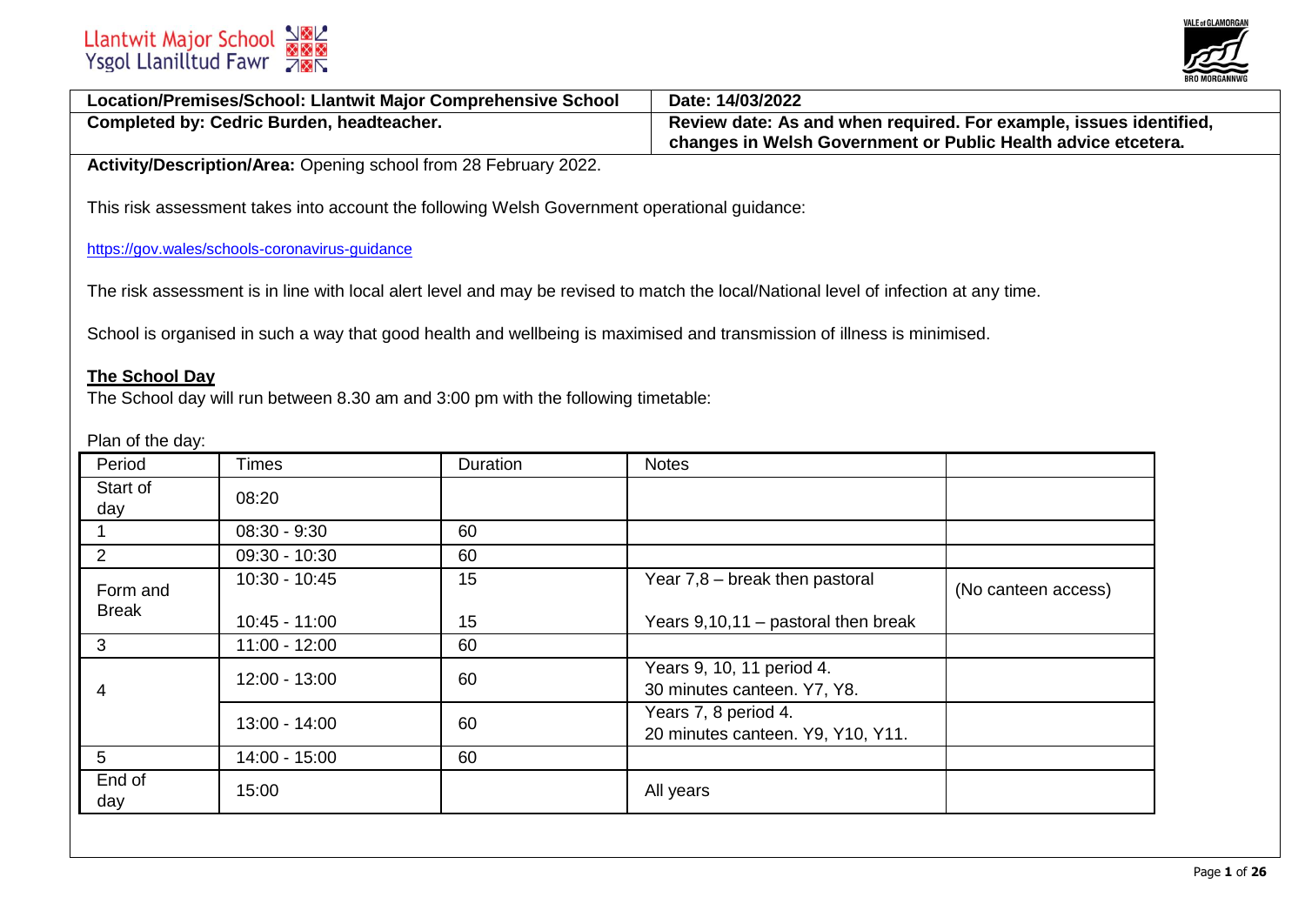Llantwit Major School
Ysgol Llanilltud Fawr

| Location/Premises/School: Llantwit Major Comprehensive School | Date: 14/03/2022 |
|---|---|
| **Completed by: Cedric Burden, headteacher.** | **Review date: As and when required. For example, issues identified, changes in Welsh Government or Public Health advice etcetera.** |

**Activity/Description/Area:** Opening school from 28 February 2022.

This risk assessment takes into account the following Welsh Government operational guidance:

https://gov.wales/schools-coronavirus-guidance

The risk assessment is in line with local alert level and may be revised to match the local/National level of infection at any time.

School is organised in such a way that good health and wellbeing is maximised and transmission of illness is minimised.

**The School Day**

The School day will run between 8.30 am and 3:00 pm with the following timetable:

Plan of the day:

| Period | Times | Duration | Notes | |
|---|---|---|---|---|
| Start of day | 08:20 | | | |
| 1 | 08:30 - 9:30 | 60 | | |
| 2 | 09:30 - 10:30 | 60 | | |
| Form and Break | 10:30 - 10:45 | 15 | Year 7,8 – break then pastoral | (No canteen access) |
| | 10:45 - 11:00 | 15 | Years 9,10,11 – pastoral then break | |
| 3 | 11:00 - 12:00 | 60 | | |
| 4 | 12:00 - 13:00 | 60 | Years 9, 10, 11 period 4. 30 minutes canteen. Y7, Y8. | |
| | 13:00 - 14:00 | 60 | Years 7, 8 period 4. 20 minutes canteen. Y9, Y10, Y11. | |
| 5 | 14:00 - 15:00 | 60 | | |
| End of day | 15:00 | | All years | |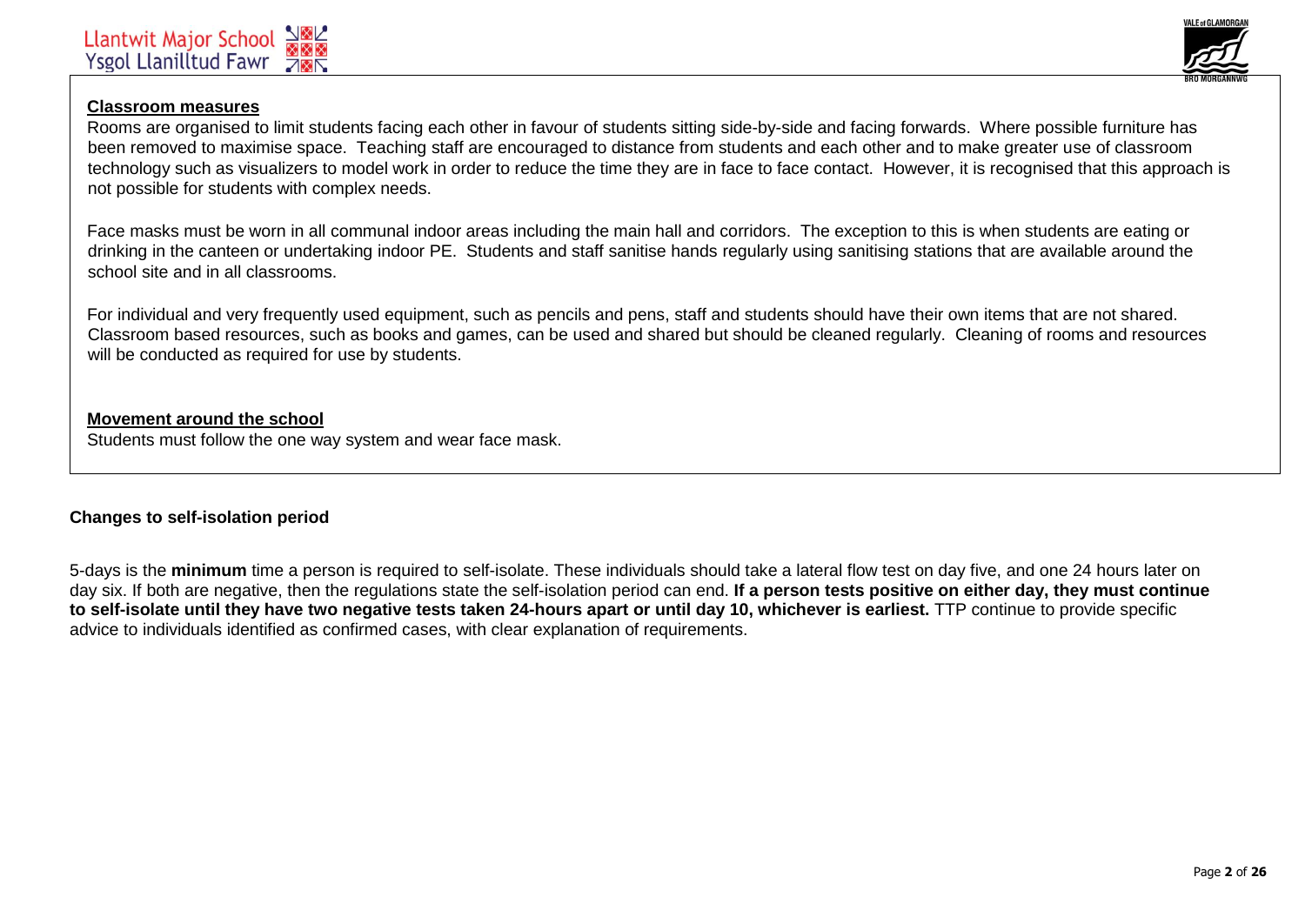### Classroom measures

Rooms are organised to limit students facing each other in favour of students sitting side-by-side and facing forwards. Where possible furniture has been removed to maximise space. Teaching staff are encouraged to distance from students and each other and to make greater use of classroom technology such as visualizers to model work in order to reduce the time they are in face to face contact. However, it is recognised that this approach is not possible for students with complex needs.

Face masks must be worn in all communal indoor areas including the main hall and corridors. The exception to this is when students are eating or drinking in the canteen or undertaking indoor PE. Students and staff sanitise hands regularly using sanitising stations that are available around the school site and in all classrooms.

For individual and very frequently used equipment, such as pencils and pens, staff and students should have their own items that are not shared. Classroom based resources, such as books and games, can be used and shared but should be cleaned regularly. Cleaning of rooms and resources will be conducted as required for use by students.

### Movement around the school

Students must follow the one way system and wear face mask.

**Changes to self-isolation period**

5-days is the **minimum** time a person is required to self-isolate. These individuals should take a lateral flow test on day five, and one 24 hours later on day six. If both are negative, then the regulations state the self-isolation period can end. **If a person tests positive on either day, they must continue to self-isolate until they have two negative tests taken 24-hours apart or until day 10, whichever is earliest.** TTP continue to provide specific advice to individuals identified as confirmed cases, with clear explanation of requirements.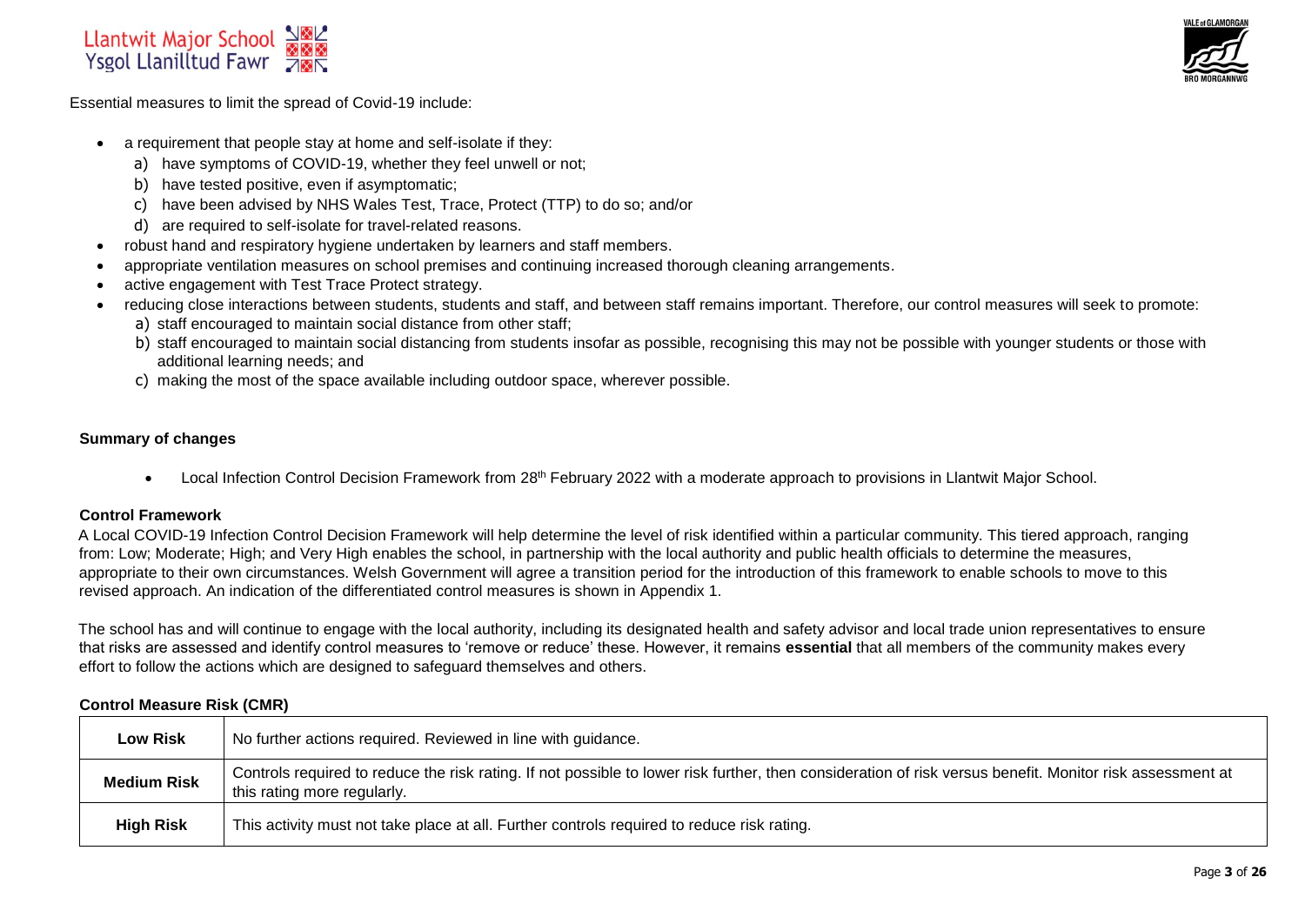Essential measures to limit the spread of Covid-19 include:

- a requirement that people stay at home and self-isolate if they:
  a) have symptoms of COVID-19, whether they feel unwell or not;
  b) have tested positive, even if asymptomatic;
  c) have been advised by NHS Wales Test, Trace, Protect (TTP) to do so; and/or
  d) are required to self-isolate for travel-related reasons.
- robust hand and respiratory hygiene undertaken by learners and staff members.
- appropriate ventilation measures on school premises and continuing increased thorough cleaning arrangements.
- active engagement with Test Trace Protect strategy.
- reducing close interactions between students, students and staff, and between staff remains important. Therefore, our control measures will seek to promote:
  a) staff encouraged to maintain social distance from other staff;
  b) staff encouraged to maintain social distancing from students insofar as possible, recognising this may not be possible with younger students or those with additional learning needs; and
  c) making the most of the space available including outdoor space, wherever possible.

**Summary of changes**

- Local Infection Control Decision Framework from 28th February 2022 with a moderate approach to provisions in Llantwit Major School.

**Control Framework**

A Local COVID-19 Infection Control Decision Framework will help determine the level of risk identified within a particular community. This tiered approach, ranging from: Low; Moderate; High; and Very High enables the school, in partnership with the local authority and public health officials to determine the measures, appropriate to their own circumstances. Welsh Government will agree a transition period for the introduction of this framework to enable schools to move to this revised approach. An indication of the differentiated control measures is shown in Appendix 1.

The school has and will continue to engage with the local authority, including its designated health and safety advisor and local trade union representatives to ensure that risks are assessed and identify control measures to 'remove or reduce' these. However, it remains **essential** that all members of the community makes every effort to follow the actions which are designed to safeguard themselves and others.

**Control Measure Risk (CMR)**

| | |
|---|---|
| **Low Risk** | No further actions required. Reviewed in line with guidance. |
| **Medium Risk** | Controls required to reduce the risk rating. If not possible to lower risk further, then consideration of risk versus benefit. Monitor risk assessment at this rating more regularly. |
| **High Risk** | This activity must not take place at all. Further controls required to reduce risk rating. |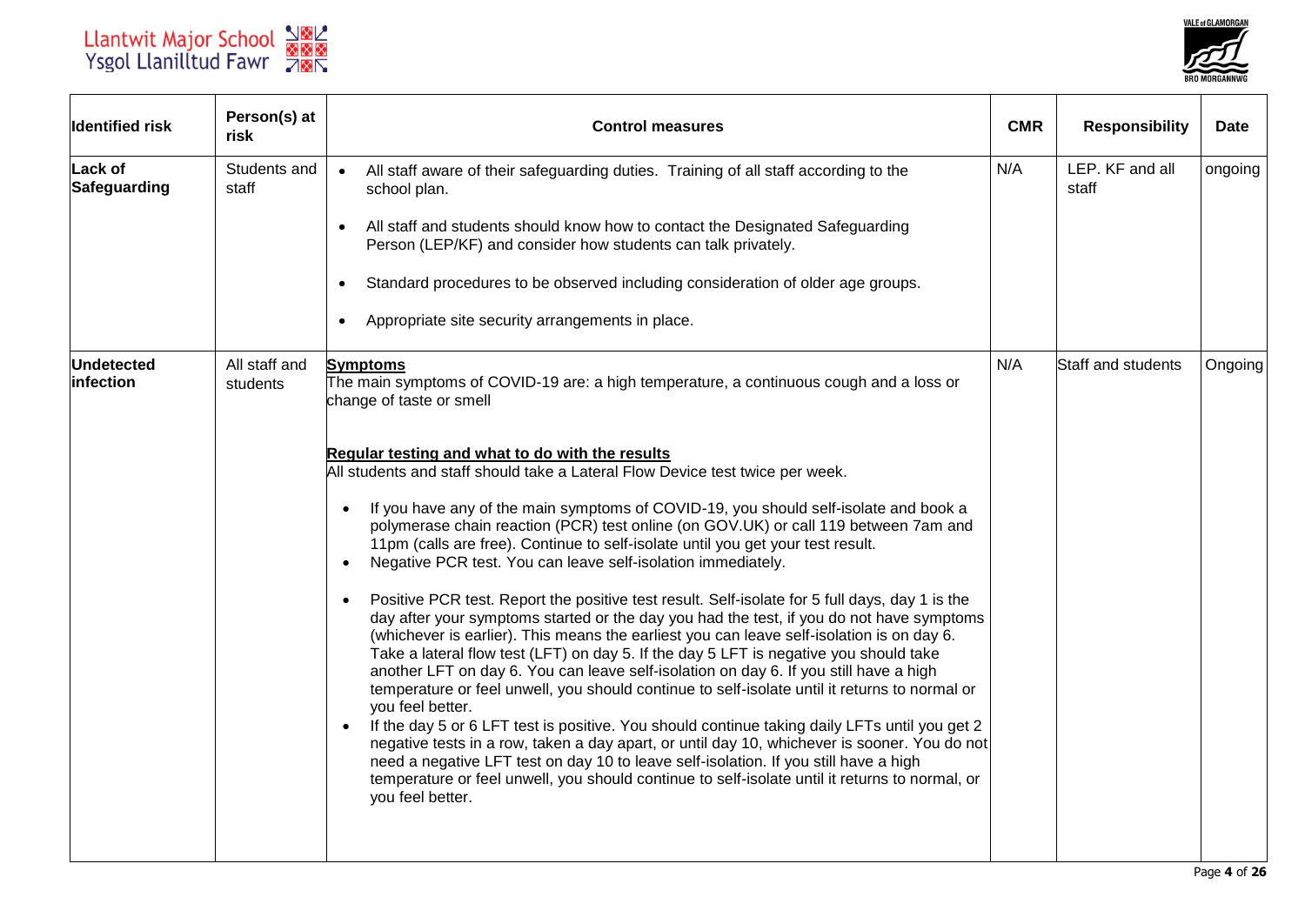| Identified risk | Person(s) at risk | Control measures | CMR | Responsibility | Date |
|---|---|---|---|---|---|
| **Lack of Safeguarding** | Students and staff | <ul><li>All staff aware of their safeguarding duties. Training of all staff according to the school plan.</li><li>All staff and students should know how to contact the Designated Safeguarding Person (LEP/KF) and consider how students can talk privately.</li><li>Standard procedures to be observed including consideration of older age groups.</li><li>Appropriate site security arrangements in place.</li></ul> | N/A | LEP. KF and all staff | ongoing |
| **Undetected infection** | All staff and students | **Symptoms**<br>The main symptoms of COVID-19 are: a high temperature, a continuous cough and a loss or change of taste or smell<br><br>**Regular testing and what to do with the results**<br>All students and staff should take a Lateral Flow Device test twice per week.<ul><li>If you have any of the main symptoms of COVID-19, you should self-isolate and book a polymerase chain reaction (PCR) test online (on GOV.UK) or call 119 between 7am and 11pm (calls are free). Continue to self-isolate until you get your test result.</li><li>Negative PCR test. You can leave self-isolation immediately.</li><li>Positive PCR test. Report the positive test result. Self-isolate for 5 full days, day 1 is the day after your symptoms started or the day you had the test, if you do not have symptoms (whichever is earlier). This means the earliest you can leave self-isolation is on day 6. Take a lateral flow test (LFT) on day 5. If the day 5 LFT is negative you should take another LFT on day 6. You can leave self-isolation on day 6. If you still have a high temperature or feel unwell, you should continue to self-isolate until it returns to normal or you feel better.</li><li>If the day 5 or 6 LFT test is positive. You should continue taking daily LFTs until you get 2 negative tests in a row, taken a day apart, or until day 10, whichever is sooner. You do not need a negative LFT test on day 10 to leave self-isolation. If you still have a high temperature or feel unwell, you should continue to self-isolate until it returns to normal, or you feel better.</li></ul> | N/A | Staff and students | Ongoing |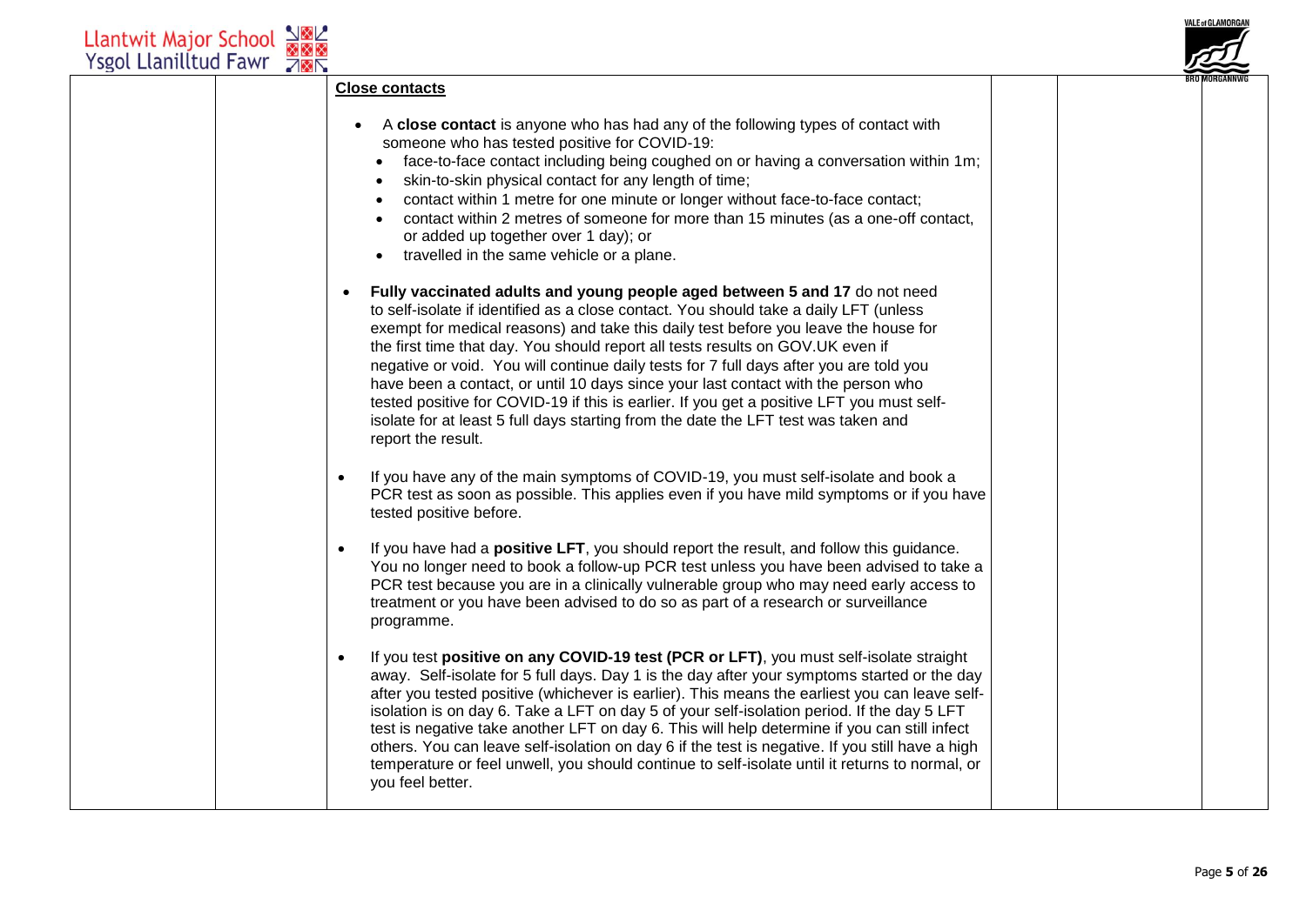**Close contacts**

- A **close contact** is anyone who has had any of the following types of contact with someone who has tested positive for COVID-19:
  - face-to-face contact including being coughed on or having a conversation within 1m;
  - skin-to-skin physical contact for any length of time;
  - contact within 1 metre for one minute or longer without face-to-face contact;
  - contact within 2 metres of someone for more than 15 minutes (as a one-off contact, or added up together over 1 day); or
  - travelled in the same vehicle or a plane.

- **Fully vaccinated adults and young people aged between 5 and 17** do not need to self-isolate if identified as a close contact. You should take a daily LFT (unless exempt for medical reasons) and take this daily test before you leave the house for the first time that day. You should report all tests results on GOV.UK even if negative or void. You will continue daily tests for 7 full days after you are told you have been a contact, or until 10 days since your last contact with the person who tested positive for COVID-19 if this is earlier. If you get a positive LFT you must self-isolate for at least 5 full days starting from the date the LFT test was taken and report the result.

- If you have any of the main symptoms of COVID-19, you must self-isolate and book a PCR test as soon as possible. This applies even if you have mild symptoms or if you have tested positive before.

- If you have had a **positive LFT**, you should report the result, and follow this guidance. You no longer need to book a follow-up PCR test unless you have been advised to take a PCR test because you are in a clinically vulnerable group who may need early access to treatment or you have been advised to do so as part of a research or surveillance programme.

- If you test **positive on any COVID-19 test (PCR or LFT)**, you must self-isolate straight away. Self-isolate for 5 full days. Day 1 is the day after your symptoms started or the day after you tested positive (whichever is earlier). This means the earliest you can leave self-isolation is on day 6. Take a LFT on day 5 of your self-isolation period. If the day 5 LFT test is negative take another LFT on day 6. This will help determine if you can still infect others. You can leave self-isolation on day 6 if the test is negative. If you still have a high temperature or feel unwell, you should continue to self-isolate until it returns to normal, or you feel better.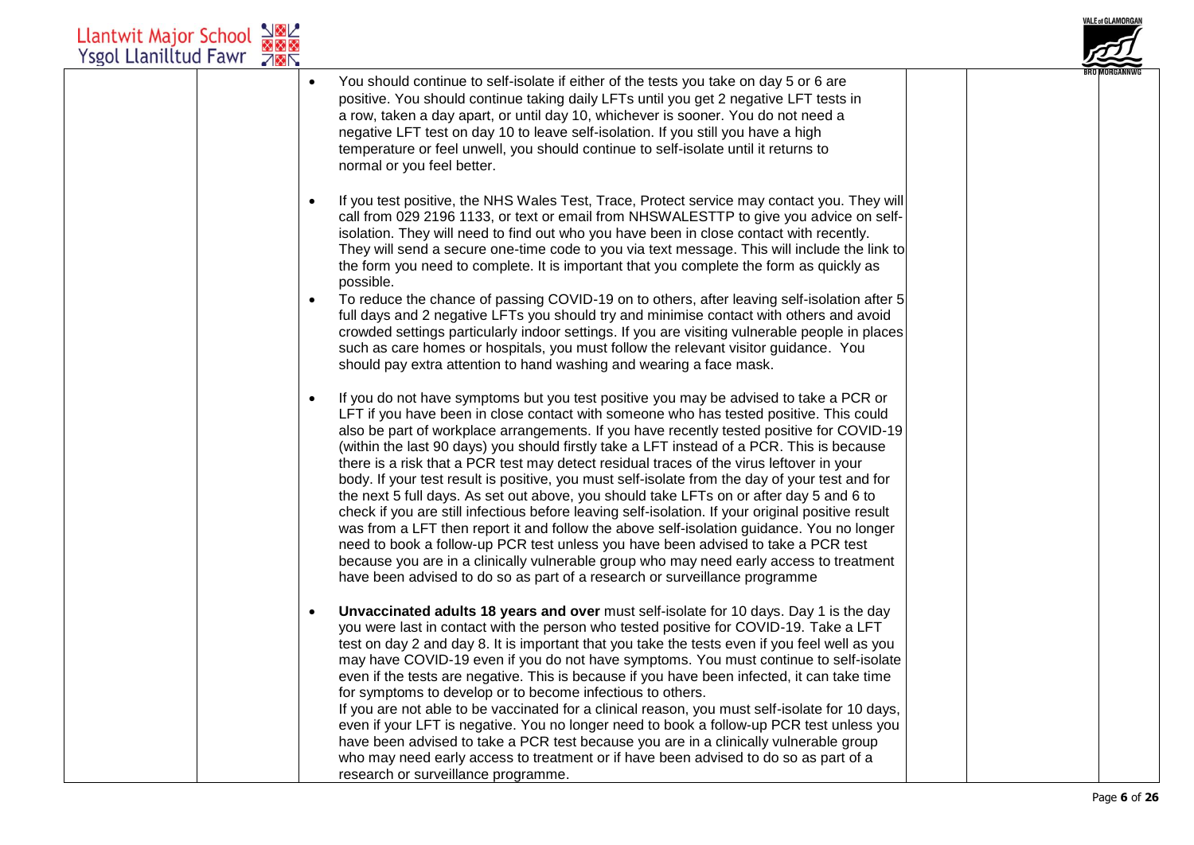- You should continue to self-isolate if either of the tests you take on day 5 or 6 are positive. You should continue taking daily LFTs until you get 2 negative LFT tests in a row, taken a day apart, or until day 10, whichever is sooner. You do not need a negative LFT test on day 10 to leave self-isolation. If you still you have a high temperature or feel unwell, you should continue to self-isolate until it returns to normal or you feel better.

- If you test positive, the NHS Wales Test, Trace, Protect service may contact you. They will call from 029 2196 1133, or text or email from NHSWALESTTP to give you advice on self-isolation. They will need to find out who you have been in close contact with recently. They will send a secure one-time code to you via text message. This will include the link to the form you need to complete. It is important that you complete the form as quickly as possible.
- To reduce the chance of passing COVID-19 on to others, after leaving self-isolation after 5 full days and 2 negative LFTs you should try and minimise contact with others and avoid crowded settings particularly indoor settings. If you are visiting vulnerable people in places such as care homes or hospitals, you must follow the relevant visitor guidance. You should pay extra attention to hand washing and wearing a face mask.

- If you do not have symptoms but you test positive you may be advised to take a PCR or LFT if you have been in close contact with someone who has tested positive. This could also be part of workplace arrangements. If you have recently tested positive for COVID-19 (within the last 90 days) you should firstly take a LFT instead of a PCR. This is because there is a risk that a PCR test may detect residual traces of the virus leftover in your body. If your test result is positive, you must self-isolate from the day of your test and for the next 5 full days. As set out above, you should take LFTs on or after day 5 and 6 to check if you are still infectious before leaving self-isolation. If your original positive result was from a LFT then report it and follow the above self-isolation guidance. You no longer need to book a follow-up PCR test unless you have been advised to take a PCR test because you are in a clinically vulnerable group who may need early access to treatment have been advised to do so as part of a research or surveillance programme

- **Unvaccinated adults 18 years and over** must self-isolate for 10 days. Day 1 is the day you were last in contact with the person who tested positive for COVID-19. Take a LFT test on day 2 and day 8. It is important that you take the tests even if you feel well as you may have COVID-19 even if you do not have symptoms. You must continue to self-isolate even if the tests are negative. This is because if you have been infected, it can take time for symptoms to develop or to become infectious to others.
  If you are not able to be vaccinated for a clinical reason, you must self-isolate for 10 days, even if your LFT is negative. You no longer need to book a follow-up PCR test unless you have been advised to take a PCR test because you are in a clinically vulnerable group who may need early access to treatment or if have been advised to do so as part of a research or surveillance programme.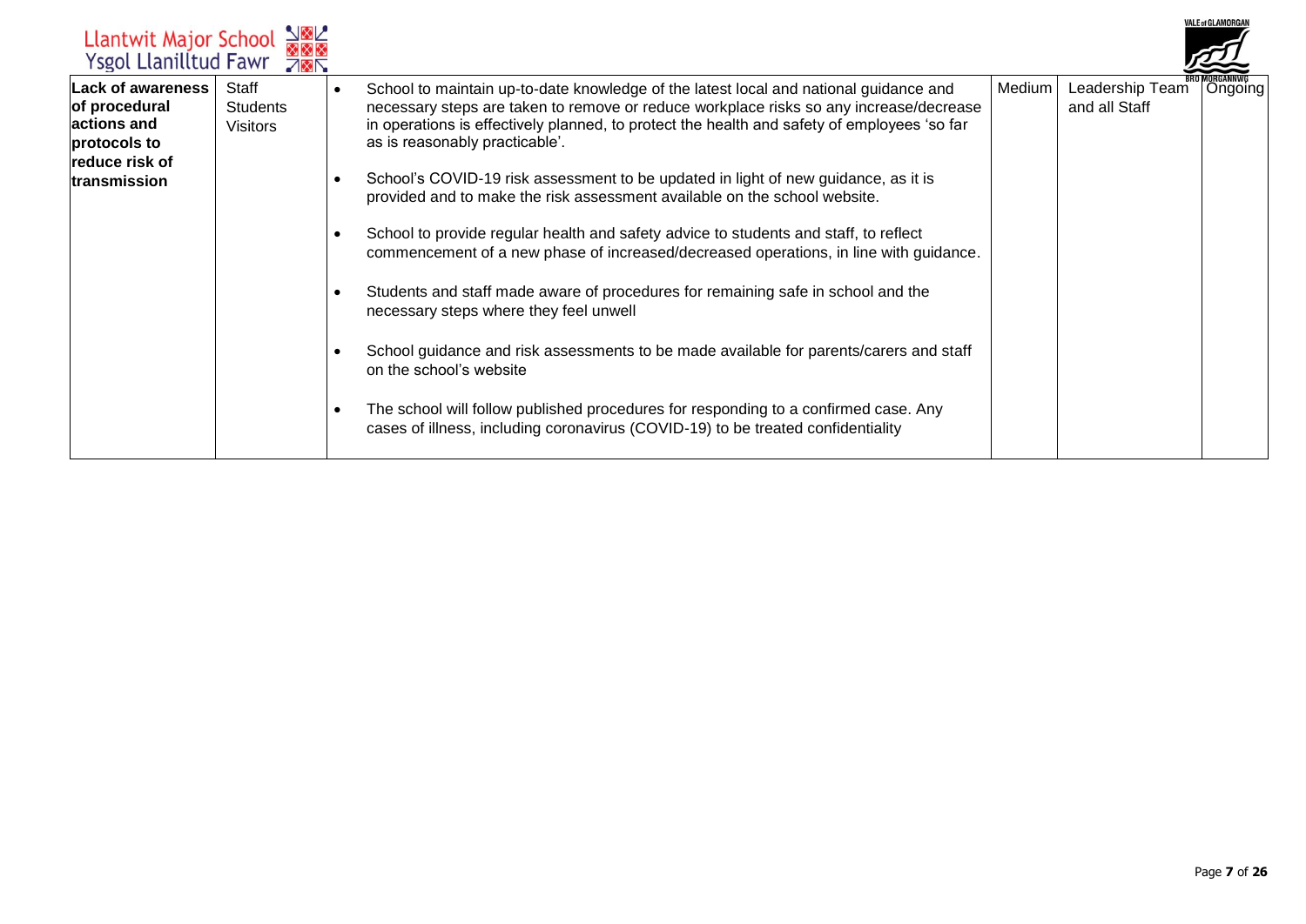| **Lack of awareness of procedural actions and protocols to reduce risk of transmission** | Staff<br>Students<br>Visitors | • School to maintain up-to-date knowledge of the latest local and national guidance and necessary steps are taken to remove or reduce workplace risks so any increase/decrease in operations is effectively planned, to protect the health and safety of employees 'so far as is reasonably practicable'.<br><br>• School's COVID-19 risk assessment to be updated in light of new guidance, as it is provided and to make the risk assessment available on the school website.<br><br>• School to provide regular health and safety advice to students and staff, to reflect commencement of a new phase of increased/decreased operations, in line with guidance.<br><br>• Students and staff made aware of procedures for remaining safe in school and the necessary steps where they feel unwell<br><br>• School guidance and risk assessments to be made available for parents/carers and staff on the school's website<br><br>• The school will follow published procedures for responding to a confirmed case. Any cases of illness, including coronavirus (COVID-19) to be treated confidentiality | Medium | Leadership Team and all Staff | Ongoing |
|---|---|---|---|---|---|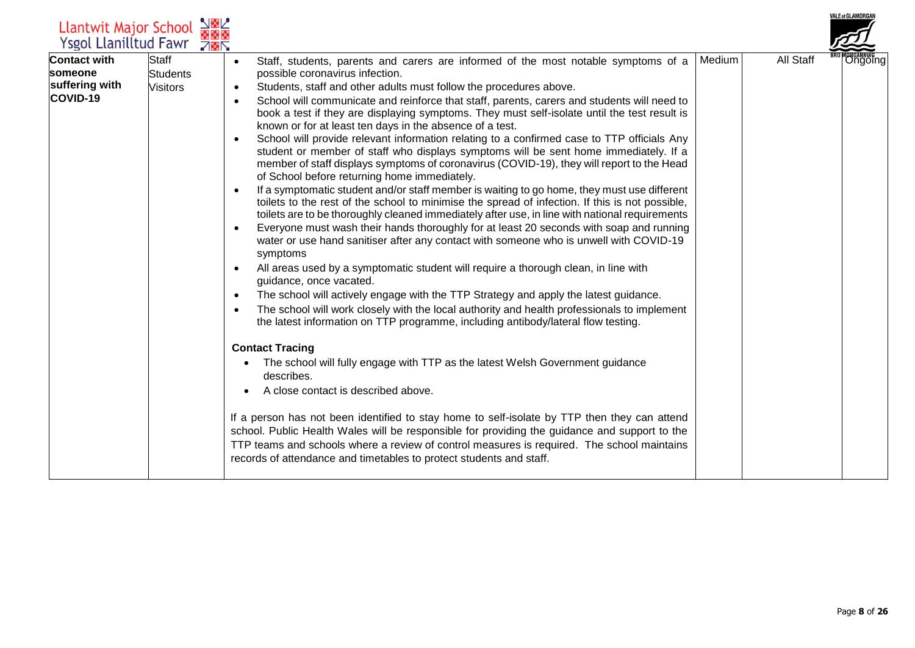| Contact with someone suffering with COVID-19 | Staff<br>Students<br>Visitors | • Staff, students, parents and carers are informed of the most notable symptoms of a possible coronavirus infection.<br>• Students, staff and other adults must follow the procedures above.<br>• School will communicate and reinforce that staff, parents, carers and students will need to book a test if they are displaying symptoms. They must self-isolate until the test result is known or for at least ten days in the absence of a test.<br>• School will provide relevant information relating to a confirmed case to TTP officials Any student or member of staff who displays symptoms will be sent home immediately. If a member of staff displays symptoms of coronavirus (COVID-19), they will report to the Head of School before returning home immediately.<br>• If a symptomatic student and/or staff member is waiting to go home, they must use different toilets to the rest of the school to minimise the spread of infection. If this is not possible, toilets are to be thoroughly cleaned immediately after use, in line with national requirements<br>• Everyone must wash their hands thoroughly for at least 20 seconds with soap and running water or use hand sanitiser after any contact with someone who is unwell with COVID-19 symptoms<br>• All areas used by a symptomatic student will require a thorough clean, in line with guidance, once vacated.<br>• The school will actively engage with the TTP Strategy and apply the latest guidance.<br>• The school will work closely with the local authority and health professionals to implement the latest information on TTP programme, including antibody/lateral flow testing.<br><br>**Contact Tracing**<br>• The school will fully engage with TTP as the latest Welsh Government guidance describes.<br>• A close contact is described above.<br><br>If a person has not been identified to stay home to self-isolate by TTP then they can attend school. Public Health Wales will be responsible for providing the guidance and support to the TTP teams and schools where a review of control measures is required. The school maintains records of attendance and timetables to protect students and staff. | Medium | All Staff | Ongoing |
|---|---|---|---|---|---|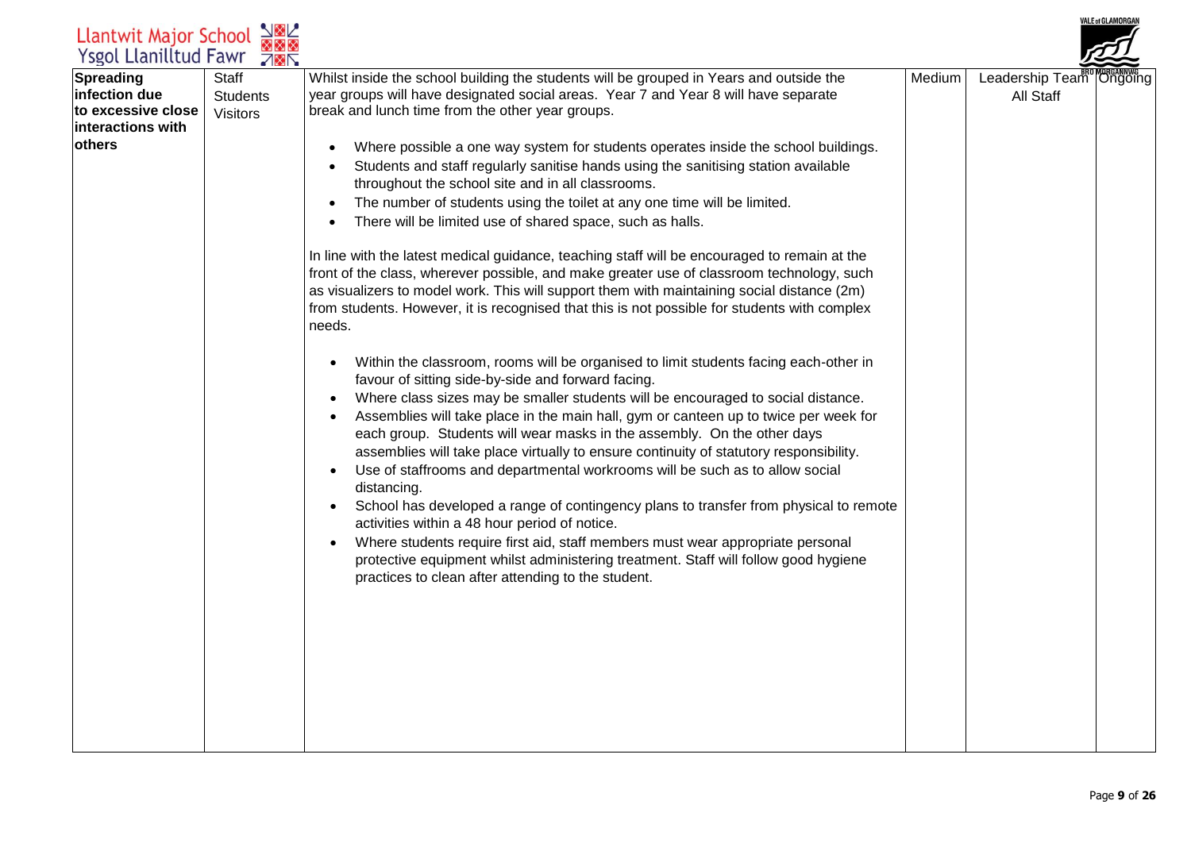| Spreading infection due to excessive close interactions with others | Staff<br>Students<br>Visitors | Whilst inside the school building the students will be grouped in Years and outside the year groups will have designated social areas. Year 7 and Year 8 will have separate break and lunch time from the other year groups.<br><br>• Where possible a one way system for students operates inside the school buildings.<br>• Students and staff regularly sanitise hands using the sanitising station available throughout the school site and in all classrooms.<br>• The number of students using the toilet at any one time will be limited.<br>• There will be limited use of shared space, such as halls.<br><br>In line with the latest medical guidance, teaching staff will be encouraged to remain at the front of the class, wherever possible, and make greater use of classroom technology, such as visualizers to model work. This will support them with maintaining social distance (2m) from students. However, it is recognised that this is not possible for students with complex needs.<br><br>• Within the classroom, rooms will be organised to limit students facing each-other in favour of sitting side-by-side and forward facing.<br>• Where class sizes may be smaller students will be encouraged to social distance.<br>• Assemblies will take place in the main hall, gym or canteen up to twice per week for each group. Students will wear masks in the assembly. On the other days assemblies will take place virtually to ensure continuity of statutory responsibility.<br>• Use of staffrooms and departmental workrooms will be such as to allow social distancing.<br>• School has developed a range of contingency plans to transfer from physical to remote activities within a 48 hour period of notice.<br>• Where students require first aid, staff members must wear appropriate personal protective equipment whilst administering treatment. Staff will follow good hygiene practices to clean after attending to the student. | Medium | Leadership Team<br>All Staff | Ongoing |
|---|---|---|---|---|---|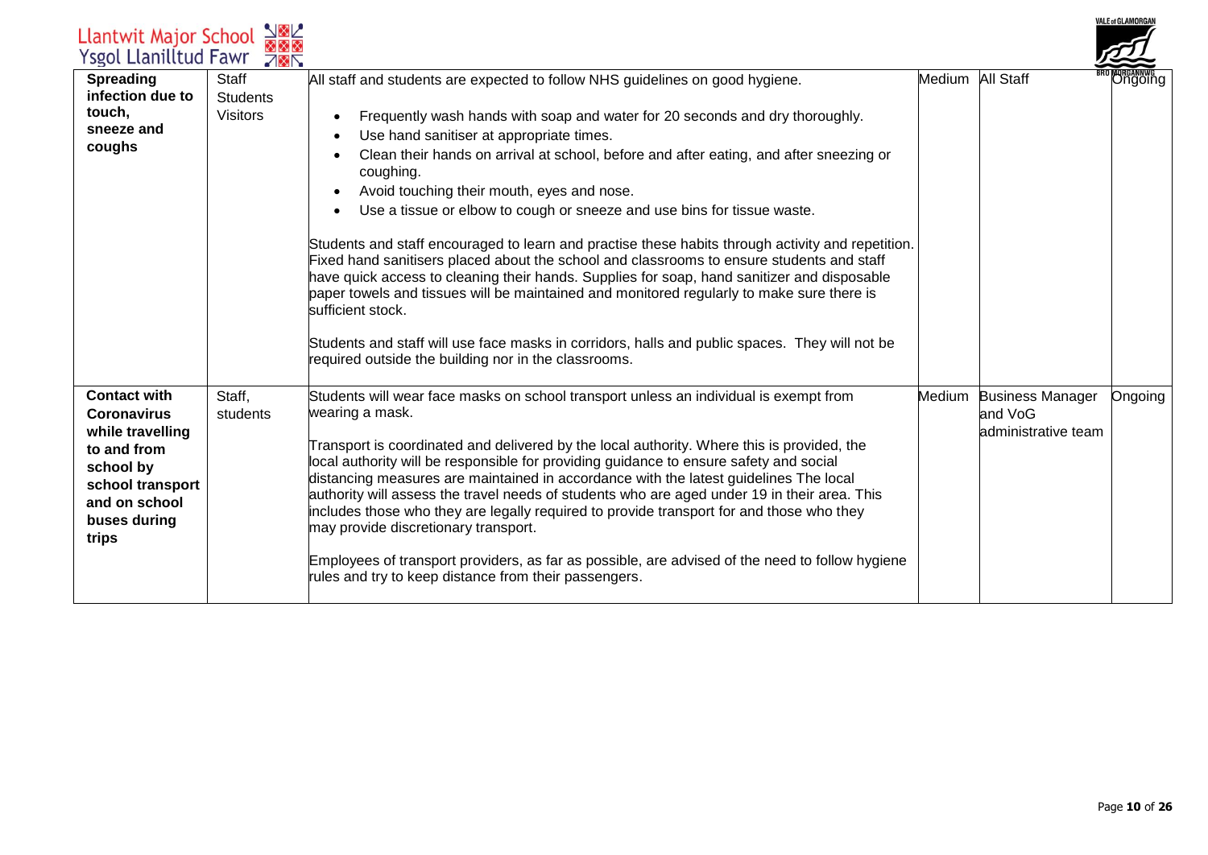| **Spreading infection due to touch, sneeze and coughs** | Staff<br>Students<br>Visitors | All staff and students are expected to follow NHS guidelines on good hygiene.<br><br>• Frequently wash hands with soap and water for 20 seconds and dry thoroughly.<br>• Use hand sanitiser at appropriate times.<br>• Clean their hands on arrival at school, before and after eating, and after sneezing or coughing.<br>• Avoid touching their mouth, eyes and nose.<br>• Use a tissue or elbow to cough or sneeze and use bins for tissue waste.<br><br>Students and staff encouraged to learn and practise these habits through activity and repetition. Fixed hand sanitisers placed about the school and classrooms to ensure students and staff have quick access to cleaning their hands. Supplies for soap, hand sanitizer and disposable paper towels and tissues will be maintained and monitored regularly to make sure there is sufficient stock.<br><br>Students and staff will use face masks in corridors, halls and public spaces. They will not be required outside the building nor in the classrooms. | Medium | All Staff | Ongoing |
|---|---|---|---|---|---|
| **Contact with Coronavirus while travelling to and from school by school transport and on school buses during trips** | Staff, students | Students will wear face masks on school transport unless an individual is exempt from wearing a mask.<br><br>Transport is coordinated and delivered by the local authority. Where this is provided, the local authority will be responsible for providing guidance to ensure safety and social distancing measures are maintained in accordance with the latest guidelines The local authority will assess the travel needs of students who are aged under 19 in their area. This includes those who they are legally required to provide transport for and those who they may provide discretionary transport.<br><br>Employees of transport providers, as far as possible, are advised of the need to follow hygiene rules and try to keep distance from their passengers. | Medium | Business Manager and VoG administrative team | Ongoing |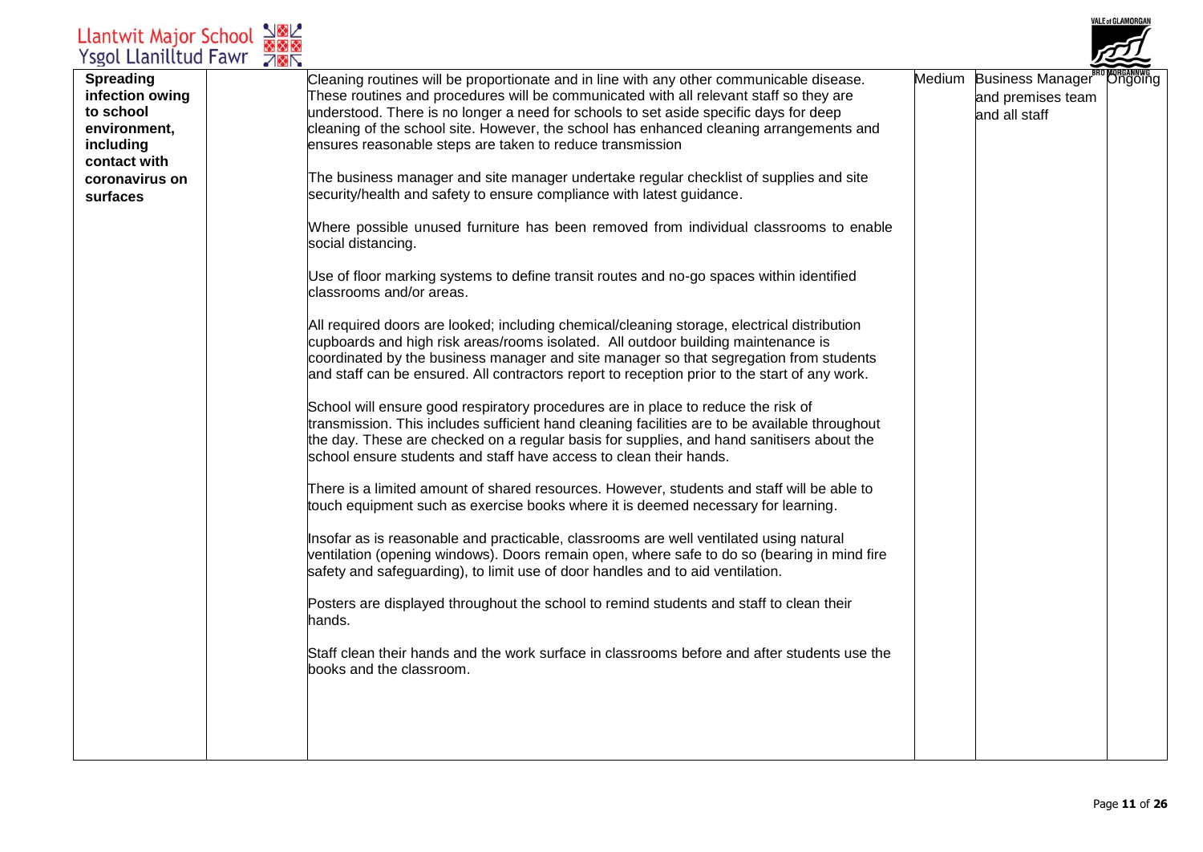| | | | | | |
|---|---|---|---|---|---|
| **Spreading infection owing to school environment, including contact with coronavirus on surfaces** | | Cleaning routines will be proportionate and in line with any other communicable disease. These routines and procedures will be communicated with all relevant staff so they are understood. There is no longer a need for schools to set aside specific days for deep cleaning of the school site. However, the school has enhanced cleaning arrangements and ensures reasonable steps are taken to reduce transmission<br><br>The business manager and site manager undertake regular checklist of supplies and site security/health and safety to ensure compliance with latest guidance.<br><br>Where possible unused furniture has been removed from individual classrooms to enable social distancing.<br><br>Use of floor marking systems to define transit routes and no-go spaces within identified classrooms and/or areas.<br><br>All required doors are looked; including chemical/cleaning storage, electrical distribution cupboards and high risk areas/rooms isolated. All outdoor building maintenance is coordinated by the business manager and site manager so that segregation from students and staff can be ensured. All contractors report to reception prior to the start of any work.<br><br>School will ensure good respiratory procedures are in place to reduce the risk of transmission. This includes sufficient hand cleaning facilities are to be available throughout the day. These are checked on a regular basis for supplies, and hand sanitisers about the school ensure students and staff have access to clean their hands.<br><br>There is a limited amount of shared resources. However, students and staff will be able to touch equipment such as exercise books where it is deemed necessary for learning.<br><br>Insofar as is reasonable and practicable, classrooms are well ventilated using natural ventilation (opening windows). Doors remain open, where safe to do so (bearing in mind fire safety and safeguarding), to limit use of door handles and to aid ventilation.<br><br>Posters are displayed throughout the school to remind students and staff to clean their hands.<br><br>Staff clean their hands and the work surface in classrooms before and after students use the books and the classroom. | Medium | Business Manager and premises team and all staff | Ongoing |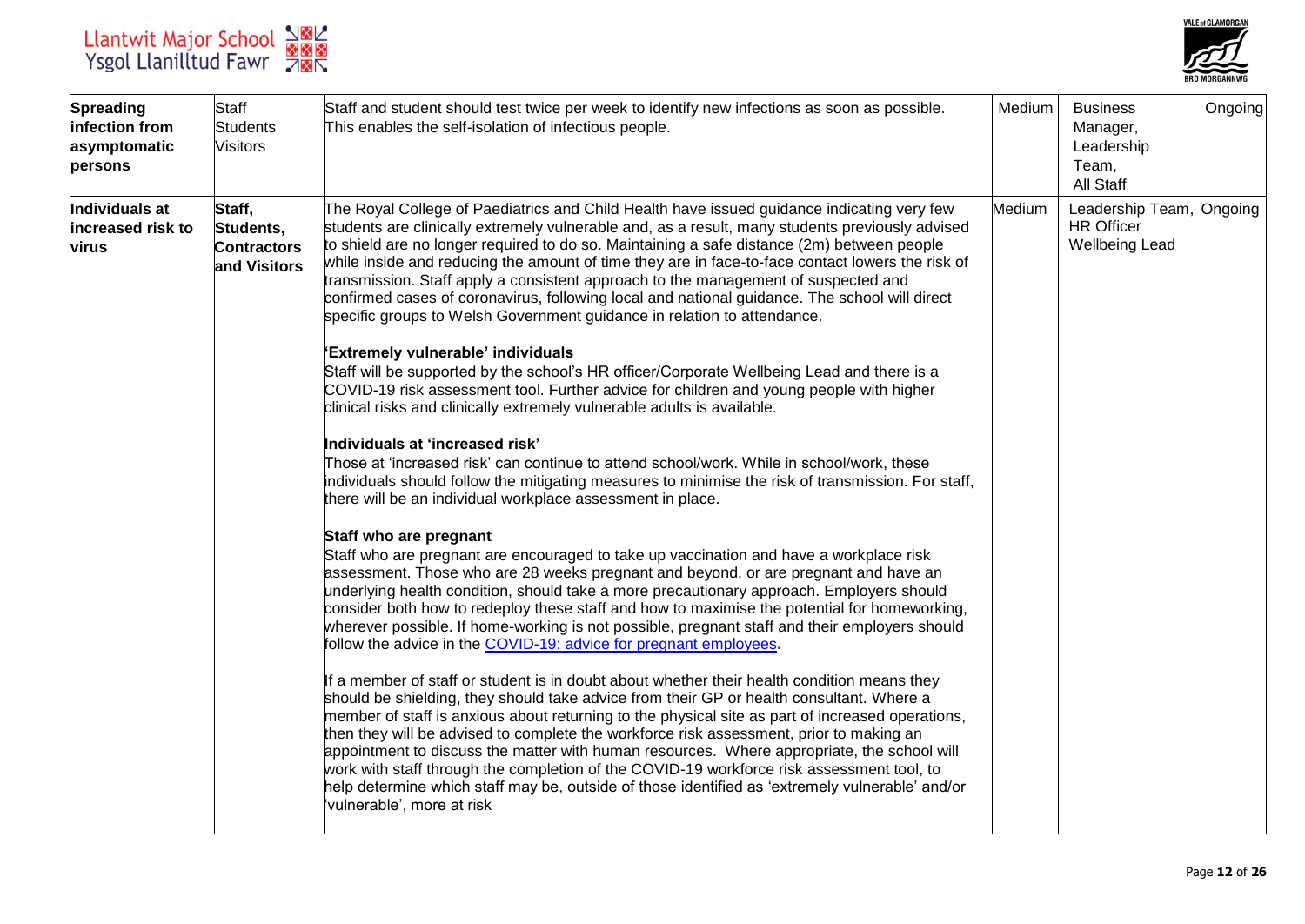| Spreading infection from asymptomatic persons | Staff<br>Students<br>Visitors | Staff and student should test twice per week to identify new infections as soon as possible. This enables the self-isolation of infectious people. | Medium | Business Manager, Leadership Team, All Staff | Ongoing |
|---|---|---|---|---|---|
| **Individuals at increased risk to virus** | **Staff, Students, Contractors and Visitors** | The Royal College of Paediatrics and Child Health have issued guidance indicating very few students are clinically extremely vulnerable and, as a result, many students previously advised to shield are no longer required to do so. Maintaining a safe distance (2m) between people while inside and reducing the amount of time they are in face-to-face contact lowers the risk of transmission. Staff apply a consistent approach to the management of suspected and confirmed cases of coronavirus, following local and national guidance. The school will direct specific groups to Welsh Government guidance in relation to attendance.<br><br>**'Extremely vulnerable' individuals**<br>Staff will be supported by the school's HR officer/Corporate Wellbeing Lead and there is a COVID-19 risk assessment tool. Further advice for children and young people with higher clinical risks and clinically extremely vulnerable adults is available.<br><br>**Individuals at 'increased risk'**<br>Those at 'increased risk' can continue to attend school/work. While in school/work, these individuals should follow the mitigating measures to minimise the risk of transmission. For staff, there will be an individual workplace assessment in place.<br><br>**Staff who are pregnant**<br>Staff who are pregnant are encouraged to take up vaccination and have a workplace risk assessment. Those who are 28 weeks pregnant and beyond, or are pregnant and have an underlying health condition, should take a more precautionary approach. Employers should consider both how to redeploy these staff and how to maximise the potential for homeworking, wherever possible. If home-working is not possible, pregnant staff and their employers should follow the advice in the COVID-19: advice for pregnant employees.<br><br>If a member of staff or student is in doubt about whether their health condition means they should be shielding, they should take advice from their GP or health consultant. Where a member of staff is anxious about returning to the physical site as part of increased operations, then they will be advised to complete the workforce risk assessment, prior to making an appointment to discuss the matter with human resources. Where appropriate, the school will work with staff through the completion of the COVID-19 workforce risk assessment tool, to help determine which staff may be, outside of those identified as 'extremely vulnerable' and/or 'vulnerable', more at risk | Medium | Leadership Team, HR Officer Wellbeing Lead | Ongoing |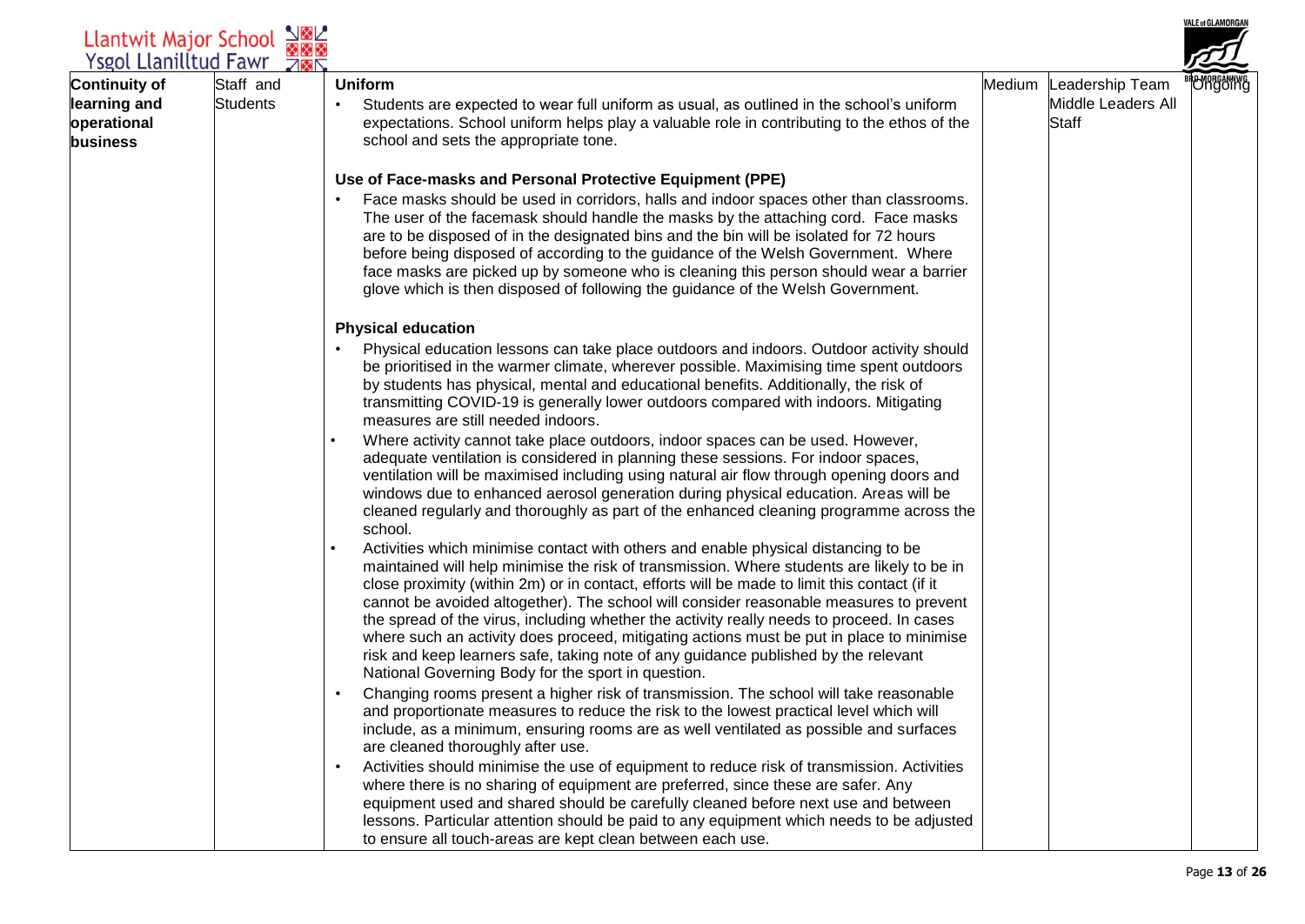| Continuity of learning and operational business | Staff and Students | **Uniform**<br>• Students are expected to wear full uniform as usual, as outlined in the school's uniform expectations. School uniform helps play a valuable role in contributing to the ethos of the school and sets the appropriate tone.<br><br>**Use of Face-masks and Personal Protective Equipment (PPE)**<br>• Face masks should be used in corridors, halls and indoor spaces other than classrooms. The user of the facemask should handle the masks by the attaching cord. Face masks are to be disposed of in the designated bins and the bin will be isolated for 72 hours before being disposed of according to the guidance of the Welsh Government. Where face masks are picked up by someone who is cleaning this person should wear a barrier glove which is then disposed of following the guidance of the Welsh Government.<br><br>**Physical education**<br>• Physical education lessons can take place outdoors and indoors. Outdoor activity should be prioritised in the warmer climate, wherever possible. Maximising time spent outdoors by students has physical, mental and educational benefits. Additionally, the risk of transmitting COVID-19 is generally lower outdoors compared with indoors. Mitigating measures are still needed indoors.<br>• Where activity cannot take place outdoors, indoor spaces can be used. However, adequate ventilation is considered in planning these sessions. For indoor spaces, ventilation will be maximised including using natural air flow through opening doors and windows due to enhanced aerosol generation during physical education. Areas will be cleaned regularly and thoroughly as part of the enhanced cleaning programme across the school.<br>• Activities which minimise contact with others and enable physical distancing to be maintained will help minimise the risk of transmission. Where students are likely to be in close proximity (within 2m) or in contact, efforts will be made to limit this contact (if it cannot be avoided altogether). The school will consider reasonable measures to prevent the spread of the virus, including whether the activity really needs to proceed. In cases where such an activity does proceed, mitigating actions must be put in place to minimise risk and keep learners safe, taking note of any guidance published by the relevant National Governing Body for the sport in question.<br>• Changing rooms present a higher risk of transmission. The school will take reasonable and proportionate measures to reduce the risk to the lowest practical level which will include, as a minimum, ensuring rooms are as well ventilated as possible and surfaces are cleaned thoroughly after use.<br>• Activities should minimise the use of equipment to reduce risk of transmission. Activities where there is no sharing of equipment are preferred, since these are safer. Any equipment used and shared should be carefully cleaned before next use and between lessons. Particular attention should be paid to any equipment which needs to be adjusted to ensure all touch-areas are kept clean between each use. | Medium | Leadership Team Middle Leaders All Staff | Ongoing |
|---|---|---|---|---|---|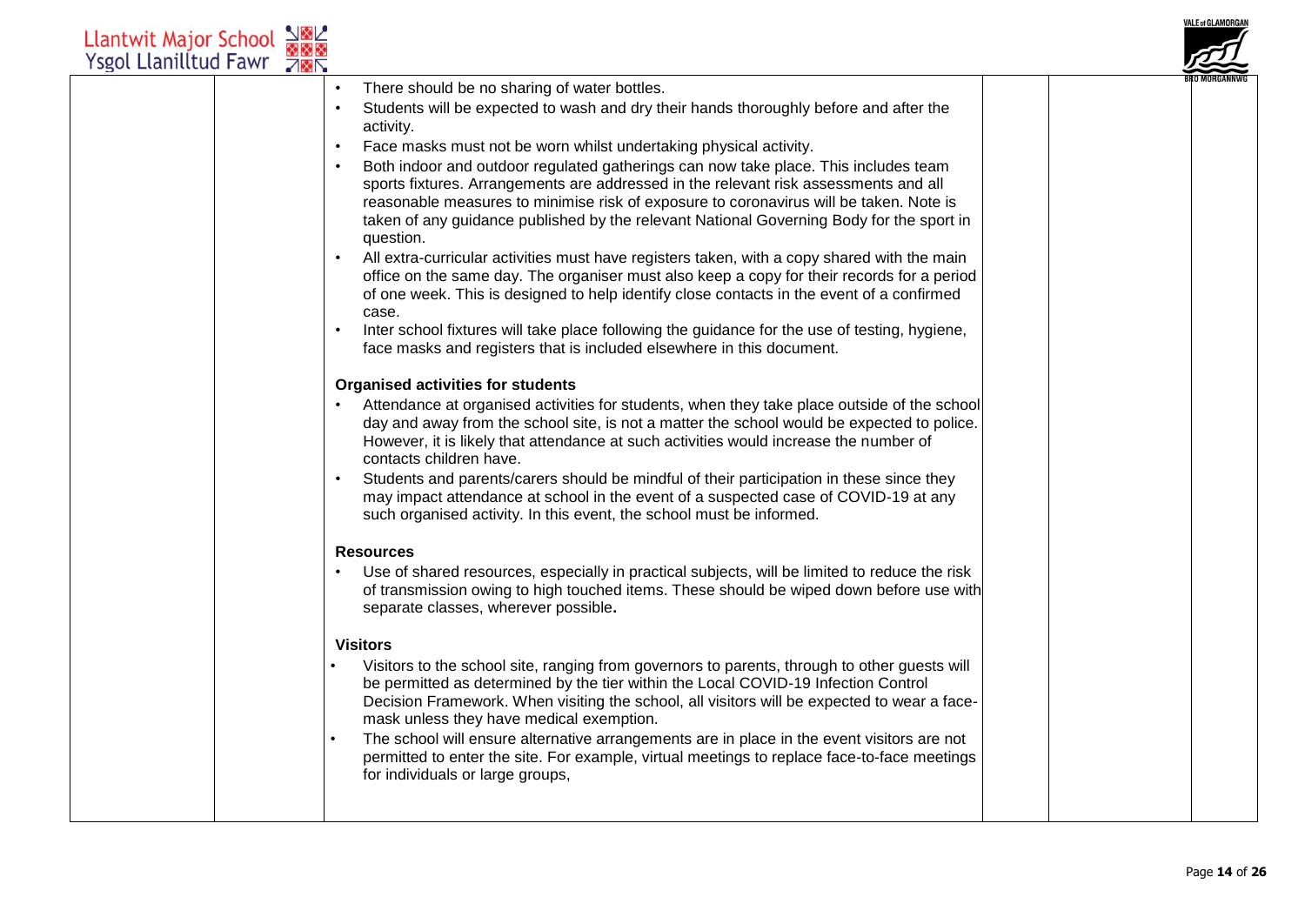| | | | | | |
|---|---|---|---|---|---|
| | | • There should be no sharing of water bottles.<br>• Students will be expected to wash and dry their hands thoroughly before and after the activity.<br>• Face masks must not be worn whilst undertaking physical activity.<br>• Both indoor and outdoor regulated gatherings can now take place. This includes team sports fixtures. Arrangements are addressed in the relevant risk assessments and all reasonable measures to minimise risk of exposure to coronavirus will be taken. Note is taken of any guidance published by the relevant National Governing Body for the sport in question.<br>• All extra-curricular activities must have registers taken, with a copy shared with the main office on the same day. The organiser must also keep a copy for their records for a period of one week. This is designed to help identify close contacts in the event of a confirmed case.<br>• Inter school fixtures will take place following the guidance for the use of testing, hygiene, face masks and registers that is included elsewhere in this document.<br><br>**Organised activities for students**<br>• Attendance at organised activities for students, when they take place outside of the school day and away from the school site, is not a matter the school would be expected to police. However, it is likely that attendance at such activities would increase the number of contacts children have.<br>• Students and parents/carers should be mindful of their participation in these since they may impact attendance at school in the event of a suspected case of COVID-19 at any such organised activity. In this event, the school must be informed.<br><br>**Resources**<br>• Use of shared resources, especially in practical subjects, will be limited to reduce the risk of transmission owing to high touched items. These should be wiped down before use with separate classes, wherever possible**.**<br><br>**Visitors**<br>• Visitors to the school site, ranging from governors to parents, through to other guests will be permitted as determined by the tier within the Local COVID-19 Infection Control Decision Framework. When visiting the school, all visitors will be expected to wear a face-mask unless they have medical exemption.<br>• The school will ensure alternative arrangements are in place in the event visitors are not permitted to enter the site. For example, virtual meetings to replace face-to-face meetings for individuals or large groups, | | | |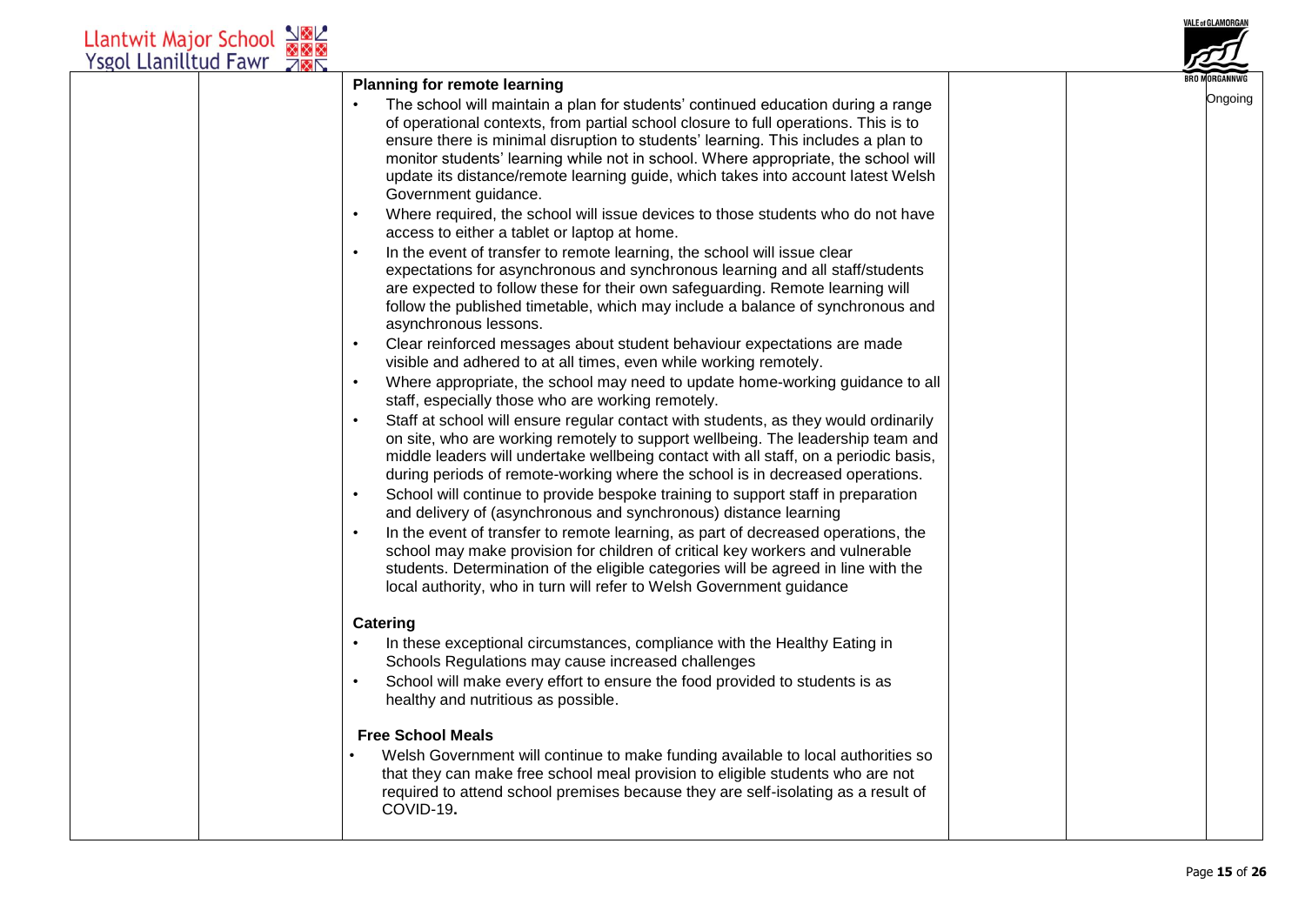| | | | | | |
|---|---|---|---|---|---|
| | | **Planning for remote learning**<br>• The school will maintain a plan for students' continued education during a range of operational contexts, from partial school closure to full operations. This is to ensure there is minimal disruption to students' learning. This includes a plan to monitor students' learning while not in school. Where appropriate, the school will update its distance/remote learning guide, which takes into account latest Welsh Government guidance.<br>• Where required, the school will issue devices to those students who do not have access to either a tablet or laptop at home.<br>• In the event of transfer to remote learning, the school will issue clear expectations for asynchronous and synchronous learning and all staff/students are expected to follow these for their own safeguarding. Remote learning will follow the published timetable, which may include a balance of synchronous and asynchronous lessons.<br>• Clear reinforced messages about student behaviour expectations are made visible and adhered to at all times, even while working remotely.<br>• Where appropriate, the school may need to update home-working guidance to all staff, especially those who are working remotely.<br>• Staff at school will ensure regular contact with students, as they would ordinarily on site, who are working remotely to support wellbeing. The leadership team and middle leaders will undertake wellbeing contact with all staff, on a periodic basis, during periods of remote-working where the school is in decreased operations.<br>• School will continue to provide bespoke training to support staff in preparation and delivery of (asynchronous and synchronous) distance learning<br>• In the event of transfer to remote learning, as part of decreased operations, the school may make provision for children of critical key workers and vulnerable students. Determination of the eligible categories will be agreed in line with the local authority, who in turn will refer to Welsh Government guidance<br><br>**Catering**<br>• In these exceptional circumstances, compliance with the Healthy Eating in Schools Regulations may cause increased challenges<br>• School will make every effort to ensure the food provided to students is as healthy and nutritious as possible.<br><br>**Free School Meals**<br>• Welsh Government will continue to make funding available to local authorities so that they can make free school meal provision to eligible students who are not required to attend school premises because they are self-isolating as a result of COVID-19**.** | | | Ongoing |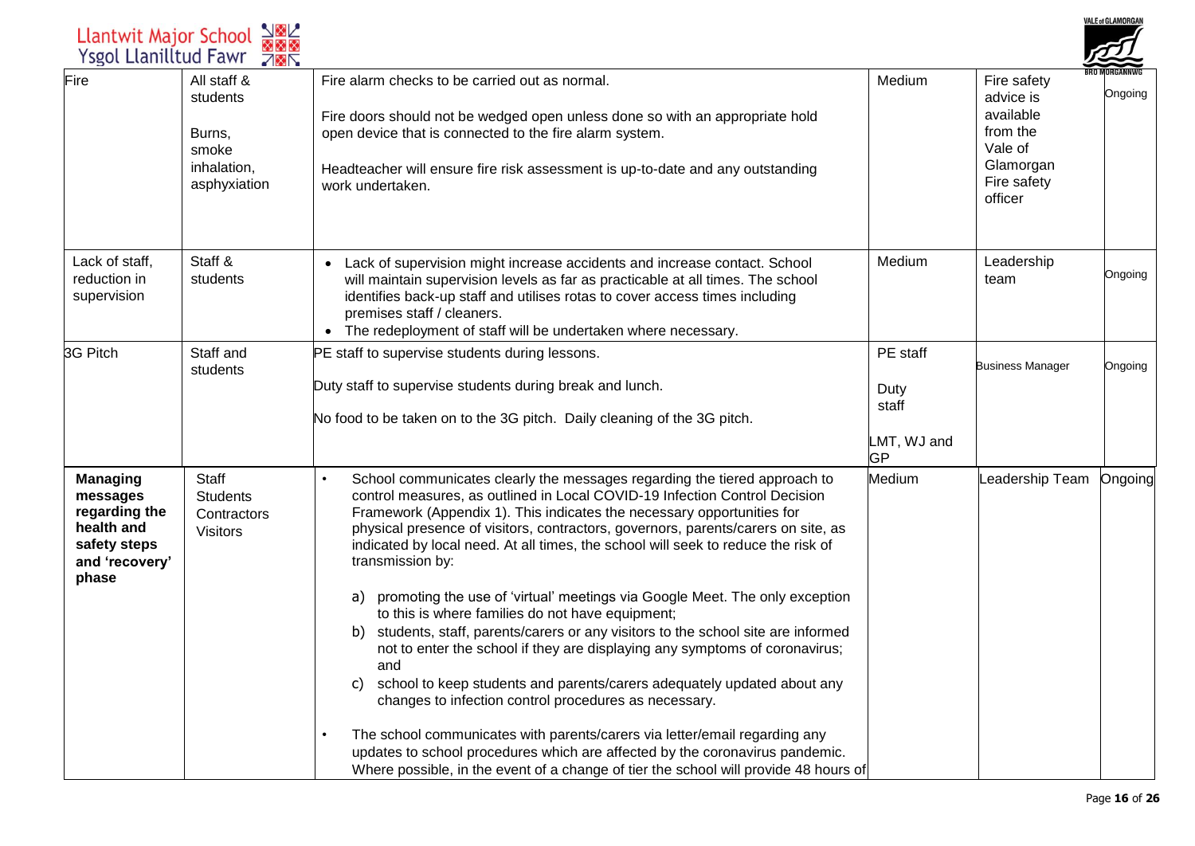| Fire | All staff & students<br><br>Burns, smoke inhalation, asphyxiation | Fire alarm checks to be carried out as normal.<br><br>Fire doors should not be wedged open unless done so with an appropriate hold open device that is connected to the fire alarm system.<br><br>Headteacher will ensure fire risk assessment is up-to-date and any outstanding work undertaken. | Medium | Fire safety advice is available from the Vale of Glamorgan Fire safety officer | Ongoing |
|---|---|---|---|---|---|
| Lack of staff, reduction in supervision | Staff & students | • Lack of supervision might increase accidents and increase contact. School will maintain supervision levels as far as practicable at all times. The school identifies back-up staff and utilises rotas to cover access times including premises staff / cleaners.<br>• The redeployment of staff will be undertaken where necessary. | Medium | Leadership team | Ongoing |
| 3G Pitch | Staff and students | PE staff to supervise students during lessons.<br><br>Duty staff to supervise students during break and lunch.<br><br>No food to be taken on to the 3G pitch. Daily cleaning of the 3G pitch. | PE staff<br><br>Duty staff<br><br>LMT, WJ and GP | Business Manager | Ongoing |
| **Managing messages regarding the health and safety steps and 'recovery' phase** | Staff<br>Students<br>Contractors<br>Visitors | • School communicates clearly the messages regarding the tiered approach to control measures, as outlined in Local COVID-19 Infection Control Decision Framework (Appendix 1). This indicates the necessary opportunities for physical presence of visitors, contractors, governors, parents/carers on site, as indicated by local need. At all times, the school will seek to reduce the risk of transmission by:<br><br>a) promoting the use of 'virtual' meetings via Google Meet. The only exception to this is where families do not have equipment;<br>b) students, staff, parents/carers or any visitors to the school site are informed not to enter the school if they are displaying any symptoms of coronavirus; and<br>c) school to keep students and parents/carers adequately updated about any changes to infection control procedures as necessary.<br><br>• The school communicates with parents/carers via letter/email regarding any updates to school procedures which are affected by the coronavirus pandemic. Where possible, in the event of a change of tier the school will provide 48 hours of | Medium | Leadership Team | Ongoing |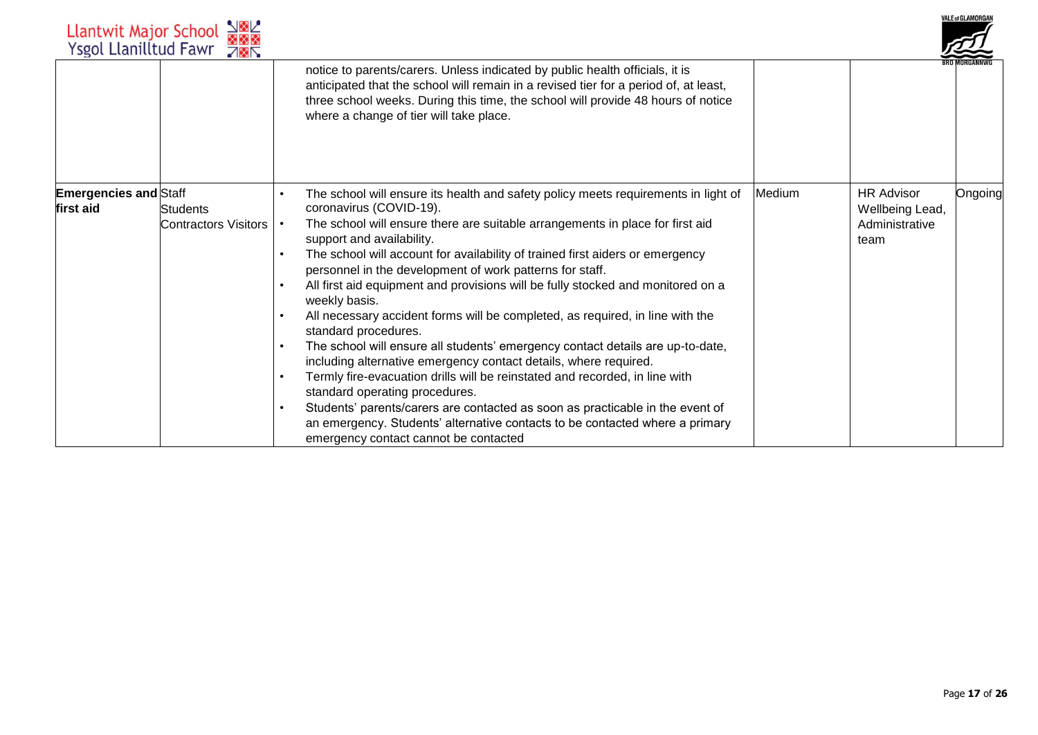| | | | | | |
|---|---|---|---|---|---|
| | | notice to parents/carers. Unless indicated by public health officials, it is anticipated that the school will remain in a revised tier for a period of, at least, three school weeks. During this time, the school will provide 48 hours of notice where a change of tier will take place. | | | |
| **Emergencies and first aid** | Staff<br>Students<br>Contractors Visitors | • The school will ensure its health and safety policy meets requirements in light of coronavirus (COVID-19).<br>• The school will ensure there are suitable arrangements in place for first aid support and availability.<br>• The school will account for availability of trained first aiders or emergency personnel in the development of work patterns for staff.<br>• All first aid equipment and provisions will be fully stocked and monitored on a weekly basis.<br>• All necessary accident forms will be completed, as required, in line with the standard procedures.<br>• The school will ensure all students' emergency contact details are up-to-date, including alternative emergency contact details, where required.<br>• Termly fire-evacuation drills will be reinstated and recorded, in line with standard operating procedures.<br>• Students' parents/carers are contacted as soon as practicable in the event of an emergency. Students' alternative contacts to be contacted where a primary emergency contact cannot be contacted | Medium | HR Advisor Wellbeing Lead, Administrative team | Ongoing |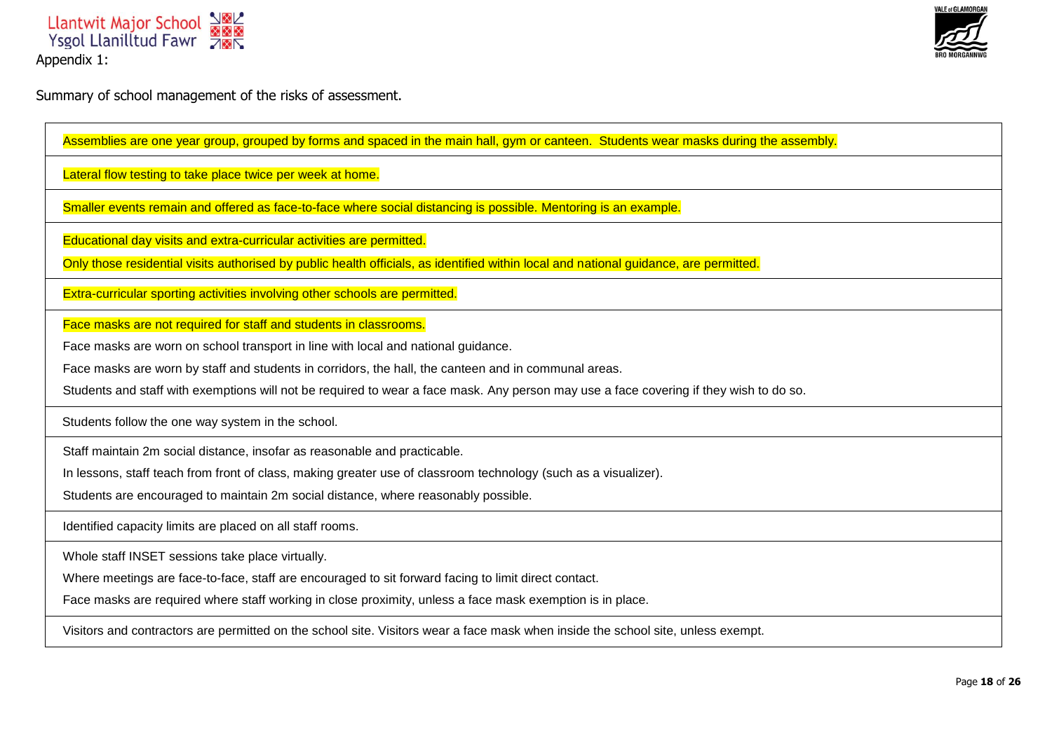Appendix 1:

Summary of school management of the risks of assessment.

| |
|---|
| Assemblies are one year group, grouped by forms and spaced in the main hall, gym or canteen. Students wear masks during the assembly. |
| Lateral flow testing to take place twice per week at home. |
| Smaller events remain and offered as face-to-face where social distancing is possible. Mentoring is an example. |
| Educational day visits and extra-curricular activities are permitted.<br>Only those residential visits authorised by public health officials, as identified within local and national guidance, are permitted. |
| Extra-curricular sporting activities involving other schools are permitted. |
| Face masks are not required for staff and students in classrooms.<br>Face masks are worn on school transport in line with local and national guidance.<br>Face masks are worn by staff and students in corridors, the hall, the canteen and in communal areas.<br>Students and staff with exemptions will not be required to wear a face mask. Any person may use a face covering if they wish to do so. |
| Students follow the one way system in the school. |
| Staff maintain 2m social distance, insofar as reasonable and practicable.<br>In lessons, staff teach from front of class, making greater use of classroom technology (such as a visualizer).<br>Students are encouraged to maintain 2m social distance, where reasonably possible. |
| Identified capacity limits are placed on all staff rooms. |
| Whole staff INSET sessions take place virtually.<br>Where meetings are face-to-face, staff are encouraged to sit forward facing to limit direct contact.<br>Face masks are required where staff working in close proximity, unless a face mask exemption is in place. |
| Visitors and contractors are permitted on the school site. Visitors wear a face mask when inside the school site, unless exempt. |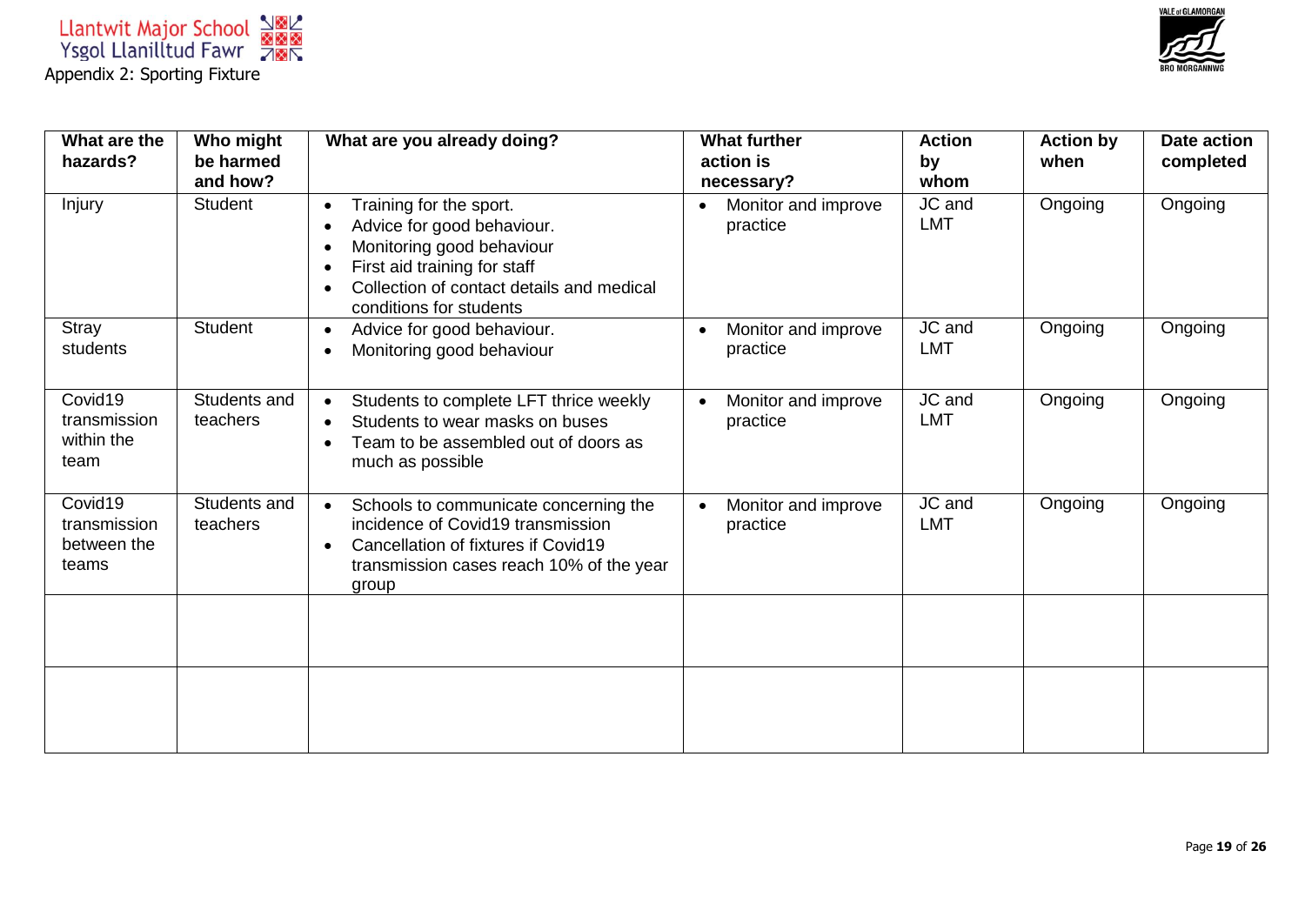Appendix 2: Sporting Fixture

| What are the hazards? | Who might be harmed and how? | What are you already doing? | What further action is necessary? | Action by whom | Action by when | Date action completed |
|---|---|---|---|---|---|---|
| Injury | Student | • Training for the sport.<br>• Advice for good behaviour.<br>• Monitoring good behaviour<br>• First aid training for staff<br>• Collection of contact details and medical conditions for students | • Monitor and improve practice | JC and LMT | Ongoing | Ongoing |
| Stray students | Student | • Advice for good behaviour.<br>• Monitoring good behaviour | • Monitor and improve practice | JC and LMT | Ongoing | Ongoing |
| Covid19 transmission within the team | Students and teachers | • Students to complete LFT thrice weekly<br>• Students to wear masks on buses<br>• Team to be assembled out of doors as much as possible | • Monitor and improve practice | JC and LMT | Ongoing | Ongoing |
| Covid19 transmission between the teams | Students and teachers | • Schools to communicate concerning the incidence of Covid19 transmission<br>• Cancellation of fixtures if Covid19 transmission cases reach 10% of the year group | • Monitor and improve practice | JC and LMT | Ongoing | Ongoing |
| | | | | | | |
| | | | | | | |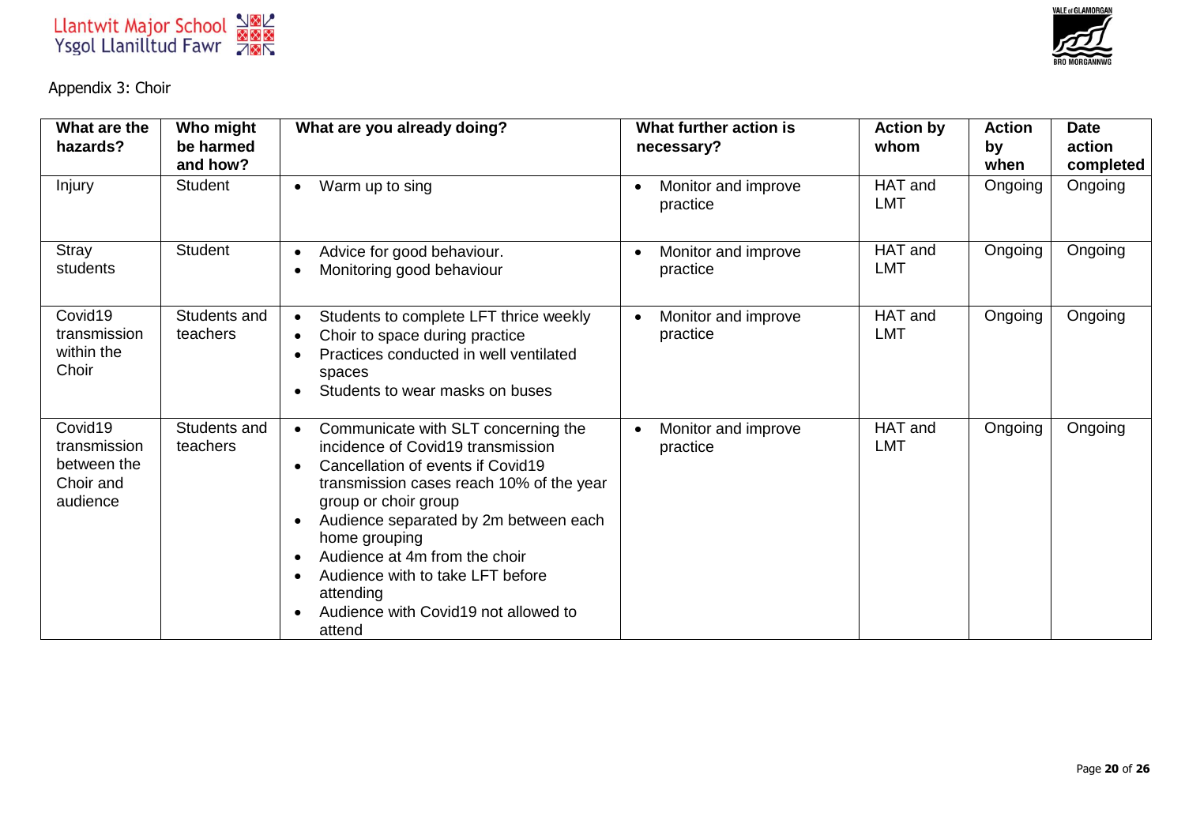Appendix 3: Choir

| What are the hazards? | Who might be harmed and how? | What are you already doing? | What further action is necessary? | Action by whom | Action by when | Date action completed |
|---|---|---|---|---|---|---|
| Injury | Student | • Warm up to sing | • Monitor and improve practice | HAT and LMT | Ongoing | Ongoing |
| Stray students | Student | • Advice for good behaviour.<br>• Monitoring good behaviour | • Monitor and improve practice | HAT and LMT | Ongoing | Ongoing |
| Covid19 transmission within the Choir | Students and teachers | • Students to complete LFT thrice weekly<br>• Choir to space during practice<br>• Practices conducted in well ventilated spaces<br>• Students to wear masks on buses | • Monitor and improve practice | HAT and LMT | Ongoing | Ongoing |
| Covid19 transmission between the Choir and audience | Students and teachers | • Communicate with SLT concerning the incidence of Covid19 transmission<br>• Cancellation of events if Covid19 transmission cases reach 10% of the year group or choir group<br>• Audience separated by 2m between each home grouping<br>• Audience at 4m from the choir<br>• Audience with to take LFT before attending<br>• Audience with Covid19 not allowed to attend | • Monitor and improve practice | HAT and LMT | Ongoing | Ongoing |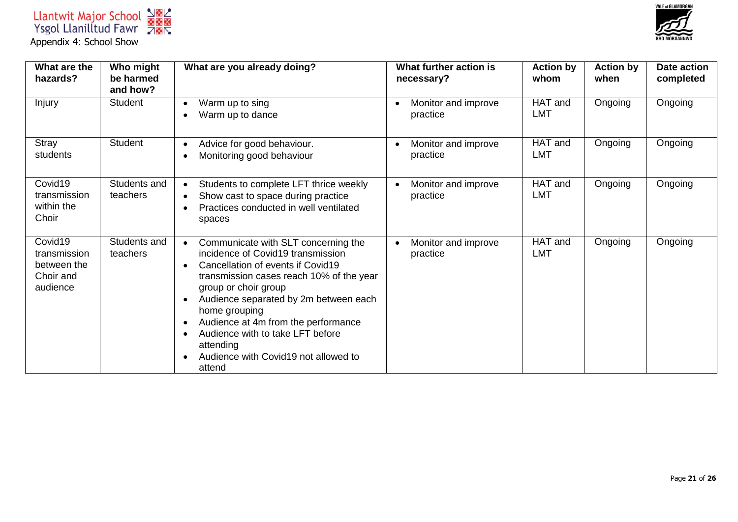Llantwit Major School
Ysgol Llanilltud Fawr

Appendix 4: School Show

| What are the hazards? | Who might be harmed and how? | What are you already doing? | What further action is necessary? | Action by whom | Action by when | Date action completed |
|---|---|---|---|---|---|---|
| Injury | Student | • Warm up to sing<br>• Warm up to dance | • Monitor and improve practice | HAT and LMT | Ongoing | Ongoing |
| Stray students | Student | • Advice for good behaviour.<br>• Monitoring good behaviour | • Monitor and improve practice | HAT and LMT | Ongoing | Ongoing |
| Covid19 transmission within the Choir | Students and teachers | • Students to complete LFT thrice weekly<br>• Show cast to space during practice<br>• Practices conducted in well ventilated spaces | • Monitor and improve practice | HAT and LMT | Ongoing | Ongoing |
| Covid19 transmission between the Choir and audience | Students and teachers | • Communicate with SLT concerning the incidence of Covid19 transmission<br>• Cancellation of events if Covid19 transmission cases reach 10% of the year group or choir group<br>• Audience separated by 2m between each home grouping<br>• Audience at 4m from the performance<br>• Audience with to take LFT before attending<br>• Audience with Covid19 not allowed to attend | • Monitor and improve practice | HAT and LMT | Ongoing | Ongoing |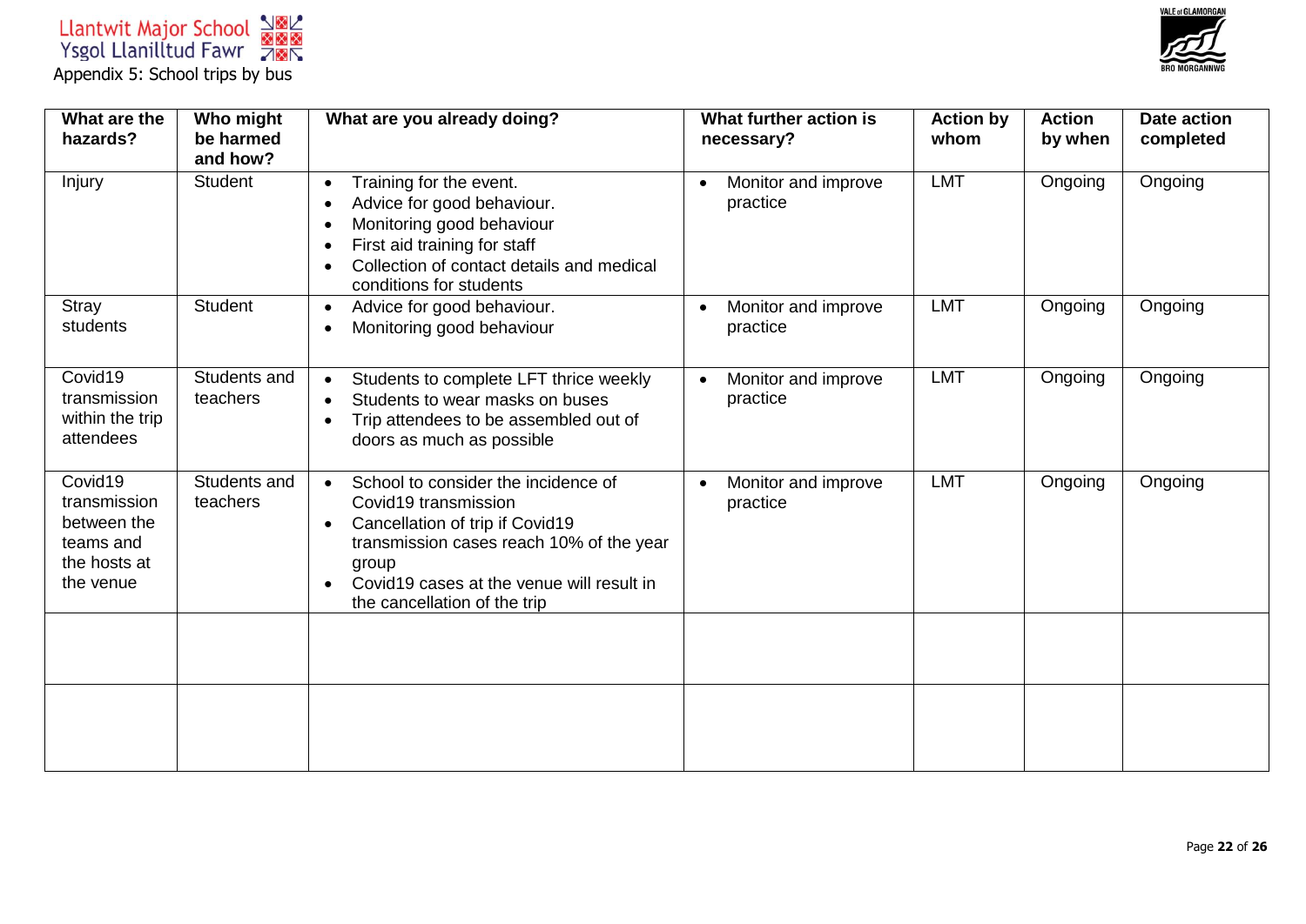Llantwit Major School
Ysgol Llanilltud Fawr

Appendix 5: School trips by bus

| What are the hazards? | Who might be harmed and how? | What are you already doing? | What further action is necessary? | Action by whom | Action by when | Date action completed |
|---|---|---|---|---|---|---|
| Injury | Student | • Training for the event.<br>• Advice for good behaviour.<br>• Monitoring good behaviour<br>• First aid training for staff<br>• Collection of contact details and medical conditions for students | • Monitor and improve practice | LMT | Ongoing | Ongoing |
| Stray students | Student | • Advice for good behaviour.<br>• Monitoring good behaviour | • Monitor and improve practice | LMT | Ongoing | Ongoing |
| Covid19 transmission within the trip attendees | Students and teachers | • Students to complete LFT thrice weekly<br>• Students to wear masks on buses<br>• Trip attendees to be assembled out of doors as much as possible | • Monitor and improve practice | LMT | Ongoing | Ongoing |
| Covid19 transmission between the teams and the hosts at the venue | Students and teachers | • School to consider the incidence of Covid19 transmission<br>• Cancellation of trip if Covid19 transmission cases reach 10% of the year group<br>• Covid19 cases at the venue will result in the cancellation of the trip | • Monitor and improve practice | LMT | Ongoing | Ongoing |
| | | | | | | |
| | | | | | | |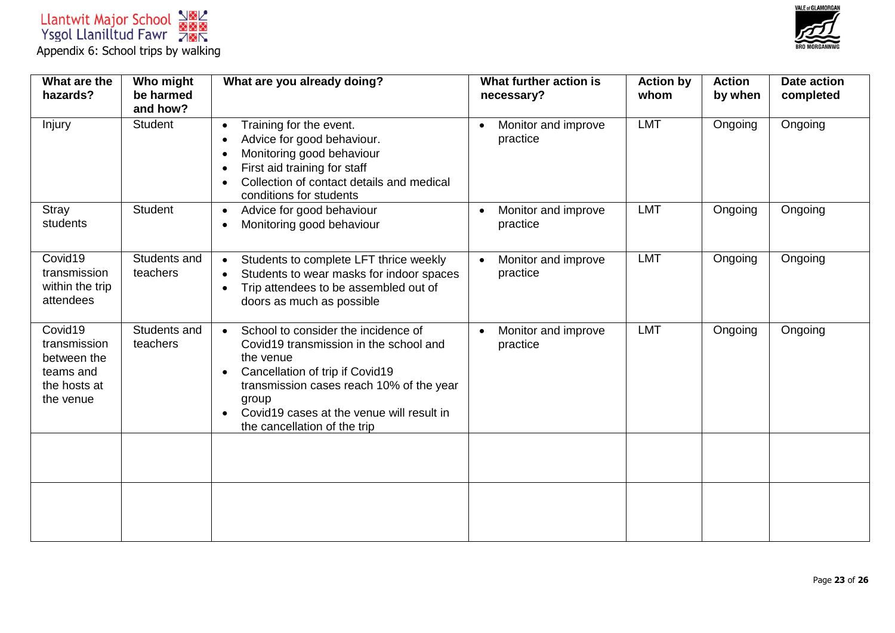Llantwit Major School
Ysgol Llanilltud Fawr

Appendix 6: School trips by walking

| What are the hazards? | Who might be harmed and how? | What are you already doing? | What further action is necessary? | Action by whom | Action by when | Date action completed |
|---|---|---|---|---|---|---|
| Injury | Student | • Training for the event.<br>• Advice for good behaviour.<br>• Monitoring good behaviour<br>• First aid training for staff<br>• Collection of contact details and medical conditions for students | • Monitor and improve practice | LMT | Ongoing | Ongoing |
| Stray students | Student | • Advice for good behaviour<br>• Monitoring good behaviour | • Monitor and improve practice | LMT | Ongoing | Ongoing |
| Covid19 transmission within the trip attendees | Students and teachers | • Students to complete LFT thrice weekly<br>• Students to wear masks for indoor spaces<br>• Trip attendees to be assembled out of doors as much as possible | • Monitor and improve practice | LMT | Ongoing | Ongoing |
| Covid19 transmission between the teams and the hosts at the venue | Students and teachers | • School to consider the incidence of Covid19 transmission in the school and the venue<br>• Cancellation of trip if Covid19 transmission cases reach 10% of the year group<br>• Covid19 cases at the venue will result in the cancellation of the trip | • Monitor and improve practice | LMT | Ongoing | Ongoing |
| | | | | | | |
| | | | | | | |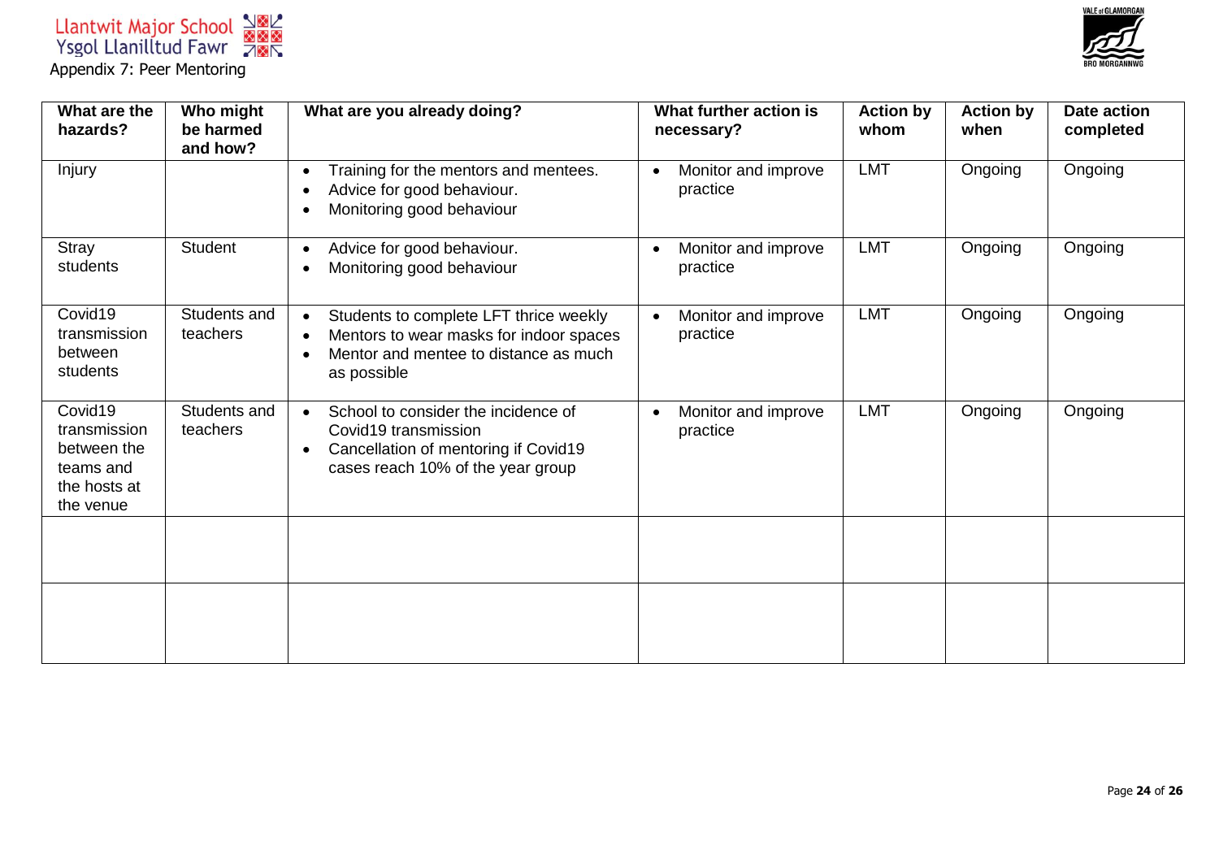Llantwit Major School
Ysgol Llanilltud Fawr

Appendix 7: Peer Mentoring

| What are the hazards? | Who might be harmed and how? | What are you already doing? | What further action is necessary? | Action by whom | Action by when | Date action completed |
|---|---|---|---|---|---|---|
| Injury | | • Training for the mentors and mentees.<br>• Advice for good behaviour.<br>• Monitoring good behaviour | • Monitor and improve practice | LMT | Ongoing | Ongoing |
| Stray students | Student | • Advice for good behaviour.<br>• Monitoring good behaviour | • Monitor and improve practice | LMT | Ongoing | Ongoing |
| Covid19 transmission between students | Students and teachers | • Students to complete LFT thrice weekly<br>• Mentors to wear masks for indoor spaces<br>• Mentor and mentee to distance as much as possible | • Monitor and improve practice | LMT | Ongoing | Ongoing |
| Covid19 transmission between the teams and the hosts at the venue | Students and teachers | • School to consider the incidence of Covid19 transmission<br>• Cancellation of mentoring if Covid19 cases reach 10% of the year group | • Monitor and improve practice | LMT | Ongoing | Ongoing |
| | | | | | | |
| | | | | | | |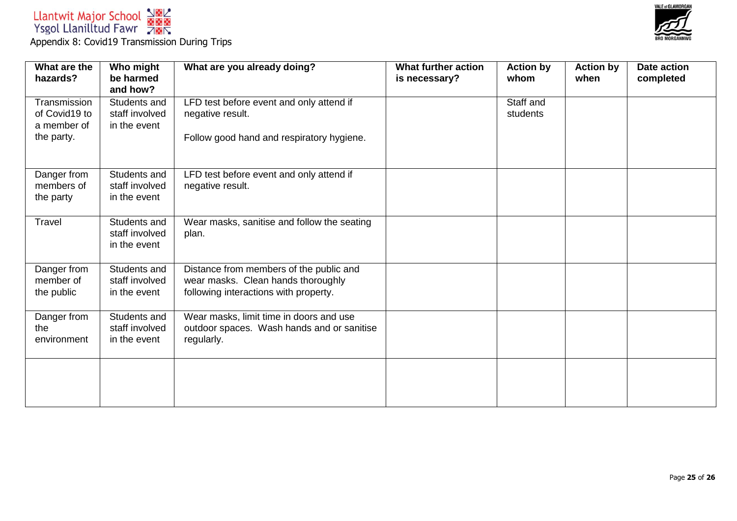Llantwit Major School
Ysgol Llanilltud Fawr

Appendix 8: Covid19 Transmission During Trips

| What are the hazards? | Who might be harmed and how? | What are you already doing? | What further action is necessary? | Action by whom | Action by when | Date action completed |
|---|---|---|---|---|---|---|
| Transmission of Covid19 to a member of the party. | Students and staff involved in the event | LFD test before event and only attend if negative result.<br><br>Follow good hand and respiratory hygiene. | | Staff and students | | |
| Danger from members of the party | Students and staff involved in the event | LFD test before event and only attend if negative result. | | | | |
| Travel | Students and staff involved in the event | Wear masks, sanitise and follow the seating plan. | | | | |
| Danger from member of the public | Students and staff involved in the event | Distance from members of the public and wear masks. Clean hands thoroughly following interactions with property. | | | | |
| Danger from the environment | Students and staff involved in the event | Wear masks, limit time in doors and use outdoor spaces. Wash hands and or sanitise regularly. | | | | |
| | | | | | | |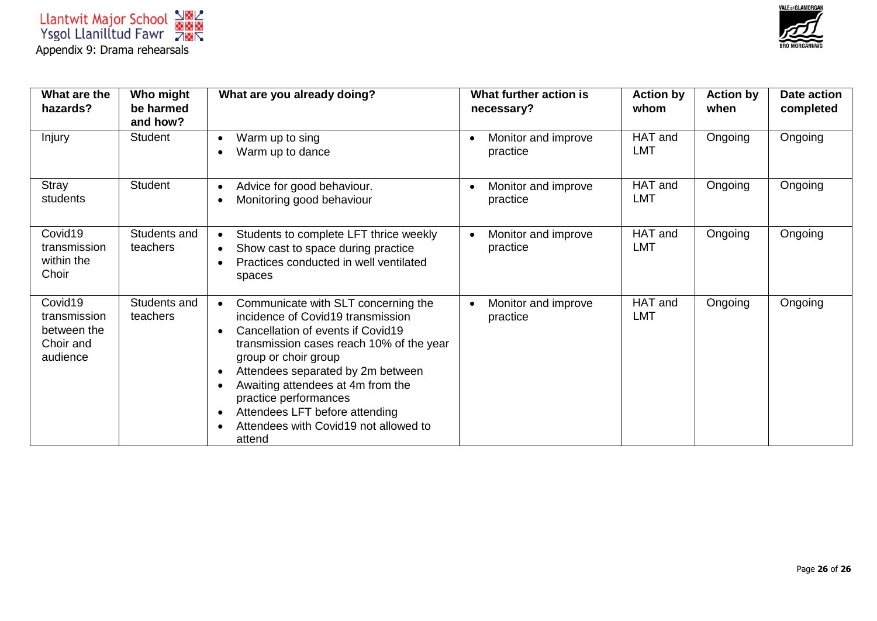Appendix 9: Drama rehearsals

| What are the hazards? | Who might be harmed and how? | What are you already doing? | What further action is necessary? | Action by whom | Action by when | Date action completed |
|---|---|---|---|---|---|---|
| Injury | Student | • Warm up to sing<br>• Warm up to dance | • Monitor and improve practice | HAT and LMT | Ongoing | Ongoing |
| Stray students | Student | • Advice for good behaviour.<br>• Monitoring good behaviour | • Monitor and improve practice | HAT and LMT | Ongoing | Ongoing |
| Covid19 transmission within the Choir | Students and teachers | • Students to complete LFT thrice weekly<br>• Show cast to space during practice<br>• Practices conducted in well ventilated spaces | • Monitor and improve practice | HAT and LMT | Ongoing | Ongoing |
| Covid19 transmission between the Choir and audience | Students and teachers | • Communicate with SLT concerning the incidence of Covid19 transmission<br>• Cancellation of events if Covid19 transmission cases reach 10% of the year group or choir group<br>• Attendees separated by 2m between<br>• Awaiting attendees at 4m from the practice performances<br>• Attendees LFT before attending<br>• Attendees with Covid19 not allowed to attend | • Monitor and improve practice | HAT and LMT | Ongoing | Ongoing |